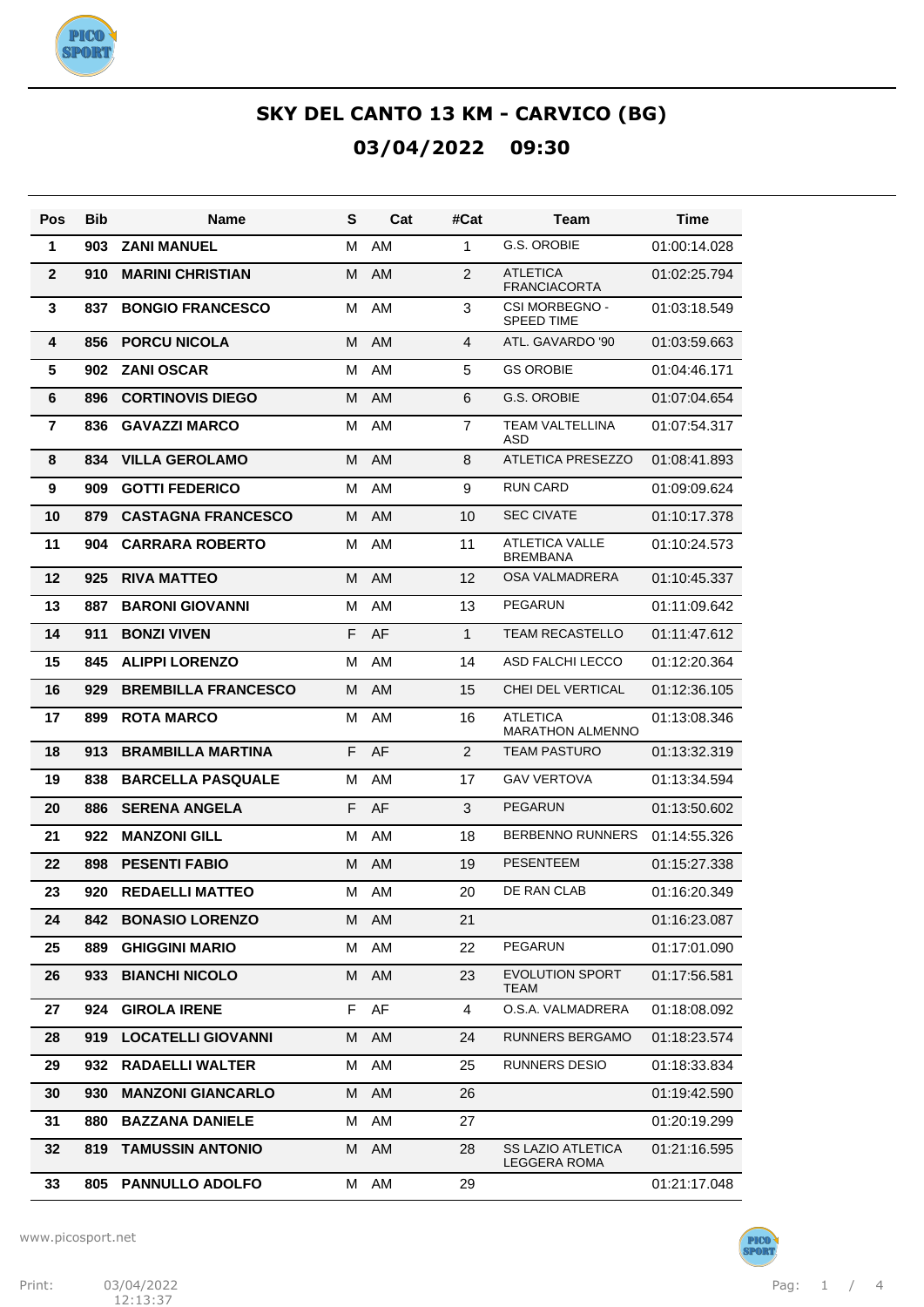# SKY DEL CANTO 13 KM - CARVICO (BG)

## 03/04/2022 09:30

| Pos | Bib | Name | S | Cat | #Cat | Team | Time |
|---|---|---|---|---|---|---|---|
| 1 | 903 | ZANI MANUEL | M | AM | 1 | G.S. OROBIE | 01:00:14.028 |
| 2 | 910 | MARINI CHRISTIAN | M | AM | 2 | ATLETICA FRANCIACORTA | 01:02:25.794 |
| 3 | 837 | BONGIO FRANCESCO | M | AM | 3 | CSI MORBEGNO - SPEED TIME | 01:03:18.549 |
| 4 | 856 | PORCU NICOLA | M | AM | 4 | ATL. GAVARDO '90 | 01:03:59.663 |
| 5 | 902 | ZANI OSCAR | M | AM | 5 | GS OROBIE | 01:04:46.171 |
| 6 | 896 | CORTINOVIS DIEGO | M | AM | 6 | G.S. OROBIE | 01:07:04.654 |
| 7 | 836 | GAVAZZI MARCO | M | AM | 7 | TEAM VALTELLINA ASD | 01:07:54.317 |
| 8 | 834 | VILLA GEROLAMO | M | AM | 8 | ATLETICA PRESEZZO | 01:08:41.893 |
| 9 | 909 | GOTTI FEDERICO | M | AM | 9 | RUN CARD | 01:09:09.624 |
| 10 | 879 | CASTAGNA FRANCESCO | M | AM | 10 | SEC CIVATE | 01:10:17.378 |
| 11 | 904 | CARRARA ROBERTO | M | AM | 11 | ATLETICA VALLE BREMBANA | 01:10:24.573 |
| 12 | 925 | RIVA MATTEO | M | AM | 12 | OSA VALMADRERA | 01:10:45.337 |
| 13 | 887 | BARONI GIOVANNI | M | AM | 13 | PEGARUN | 01:11:09.642 |
| 14 | 911 | BONZI VIVEN | F | AF | 1 | TEAM RECASTELLO | 01:11:47.612 |
| 15 | 845 | ALIPPI LORENZO | M | AM | 14 | ASD FALCHI LECCO | 01:12:20.364 |
| 16 | 929 | BREMBILLA FRANCESCO | M | AM | 15 | CHEI DEL VERTICAL | 01:12:36.105 |
| 17 | 899 | ROTA MARCO | M | AM | 16 | ATLETICA MARATHON ALMENNO | 01:13:08.346 |
| 18 | 913 | BRAMBILLA MARTINA | F | AF | 2 | TEAM PASTURO | 01:13:32.319 |
| 19 | 838 | BARCELLA PASQUALE | M | AM | 17 | GAV VERTOVA | 01:13:34.594 |
| 20 | 886 | SERENA ANGELA | F | AF | 3 | PEGARUN | 01:13:50.602 |
| 21 | 922 | MANZONI GILL | M | AM | 18 | BERBENNO RUNNERS | 01:14:55.326 |
| 22 | 898 | PESENTI FABIO | M | AM | 19 | PESENTEEM | 01:15:27.338 |
| 23 | 920 | REDAELLI MATTEO | M | AM | 20 | DE RAN CLAB | 01:16:20.349 |
| 24 | 842 | BONASIO LORENZO | M | AM | 21 | | 01:16:23.087 |
| 25 | 889 | GHIGGINI MARIO | M | AM | 22 | PEGARUN | 01:17:01.090 |
| 26 | 933 | BIANCHI NICOLO | M | AM | 23 | EVOLUTION SPORT TEAM | 01:17:56.581 |
| 27 | 924 | GIROLA IRENE | F | AF | 4 | O.S.A. VALMADRERA | 01:18:08.092 |
| 28 | 919 | LOCATELLI GIOVANNI | M | AM | 24 | RUNNERS BERGAMO | 01:18:23.574 |
| 29 | 932 | RADAELLI WALTER | M | AM | 25 | RUNNERS DESIO | 01:18:33.834 |
| 30 | 930 | MANZONI GIANCARLO | M | AM | 26 | | 01:19:42.590 |
| 31 | 880 | BAZZANA DANIELE | M | AM | 27 | | 01:20:19.299 |
| 32 | 819 | TAMUSSIN ANTONIO | M | AM | 28 | SS LAZIO ATLETICA LEGGERA ROMA | 01:21:16.595 |
| 33 | 805 | PANNULLO ADOLFO | M | AM | 29 | | 01:21:17.048 |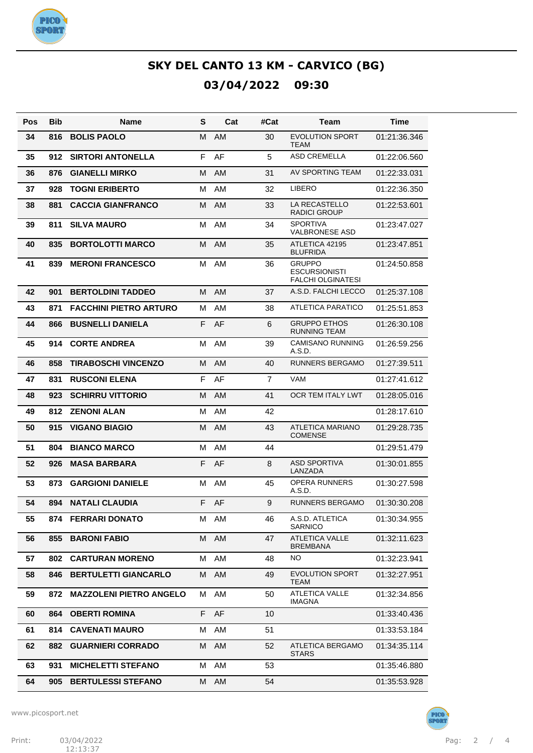# SKY DEL CANTO 13 KM - CARVICO (BG)

## 03/04/2022 09:30

| Pos | Bib | Name | S | Cat | #Cat | Team | Time |
|---|---|---|---|---|---|---|---|
| 34 | 816 | **BOLIS PAOLO** | M | AM | 30 | EVOLUTION SPORT TEAM | 01:21:36.346 |
| 35 | 912 | **SIRTORI ANTONELLA** | F | AF | 5 | ASD CREMELLA | 01:22:06.560 |
| 36 | 876 | **GIANELLI MIRKO** | M | AM | 31 | AV SPORTING TEAM | 01:22:33.031 |
| 37 | 928 | **TOGNI ERIBERTO** | M | AM | 32 | LIBERO | 01:22:36.350 |
| 38 | 881 | **CACCIA GIANFRANCO** | M | AM | 33 | LA RECASTELLO RADICI GROUP | 01:22:53.601 |
| 39 | 811 | **SILVA MAURO** | M | AM | 34 | SPORTIVA VALBRONESE ASD | 01:23:47.027 |
| 40 | 835 | **BORTOLOTTI MARCO** | M | AM | 35 | ATLETICA 42195 BLUFRIDA | 01:23:47.851 |
| 41 | 839 | **MERONI FRANCESCO** | M | AM | 36 | GRUPPO ESCURSIONISTI FALCHI OLGINATESI | 01:24:50.858 |
| 42 | 901 | **BERTOLDINI TADDEO** | M | AM | 37 | A.S.D. FALCHI LECCO | 01:25:37.108 |
| 43 | 871 | **FACCHINI PIETRO ARTURO** | M | AM | 38 | ATLETICA PARATICO | 01:25:51.853 |
| 44 | 866 | **BUSNELLI DANIELA** | F | AF | 6 | GRUPPO ETHOS RUNNING TEAM | 01:26:30.108 |
| 45 | 914 | **CORTE ANDREA** | M | AM | 39 | CAMISANO RUNNING A.S.D. | 01:26:59.256 |
| 46 | 858 | **TIRABOSCHI VINCENZO** | M | AM | 40 | RUNNERS BERGAMO | 01:27:39.511 |
| 47 | 831 | **RUSCONI ELENA** | F | AF | 7 | VAM | 01:27:41.612 |
| 48 | 923 | **SCHIRRU VITTORIO** | M | AM | 41 | OCR TEM ITALY LWT | 01:28:05.016 |
| 49 | 812 | **ZENONI ALAN** | M | AM | 42 | | 01:28:17.610 |
| 50 | 915 | **VIGANO BIAGIO** | M | AM | 43 | ATLETICA MARIANO COMENSE | 01:29:28.735 |
| 51 | 804 | **BIANCO MARCO** | M | AM | 44 | | 01:29:51.479 |
| 52 | 926 | **MASA BARBARA** | F | AF | 8 | ASD SPORTIVA LANZADA | 01:30:01.855 |
| 53 | 873 | **GARGIONI DANIELE** | M | AM | 45 | OPERA RUNNERS A.S.D. | 01:30:27.598 |
| 54 | 894 | **NATALI CLAUDIA** | F | AF | 9 | RUNNERS BERGAMO | 01:30:30.208 |
| 55 | 874 | **FERRARI DONATO** | M | AM | 46 | A.S.D. ATLETICA SARNICO | 01:30:34.955 |
| 56 | 855 | **BARONI FABIO** | M | AM | 47 | ATLETICA VALLE BREMBANA | 01:32:11.623 |
| 57 | 802 | **CARTURAN MORENO** | M | AM | 48 | NO | 01:32:23.941 |
| 58 | 846 | **BERTULETTI GIANCARLO** | M | AM | 49 | EVOLUTION SPORT TEAM | 01:32:27.951 |
| 59 | 872 | **MAZZOLENI PIETRO ANGELO** | M | AM | 50 | ATLETICA VALLE IMAGNA | 01:32:34.856 |
| 60 | 864 | **OBERTI ROMINA** | F | AF | 10 | | 01:33:40.436 |
| 61 | 814 | **CAVENATI MAURO** | M | AM | 51 | | 01:33:53.184 |
| 62 | 882 | **GUARNIERI CORRADO** | M | AM | 52 | ATLETICA BERGAMO STARS | 01:34:35.114 |
| 63 | 931 | **MICHELETTI STEFANO** | M | AM | 53 | | 01:35:46.880 |
| 64 | 905 | **BERTULESSI STEFANO** | M | AM | 54 | | 01:35:53.928 |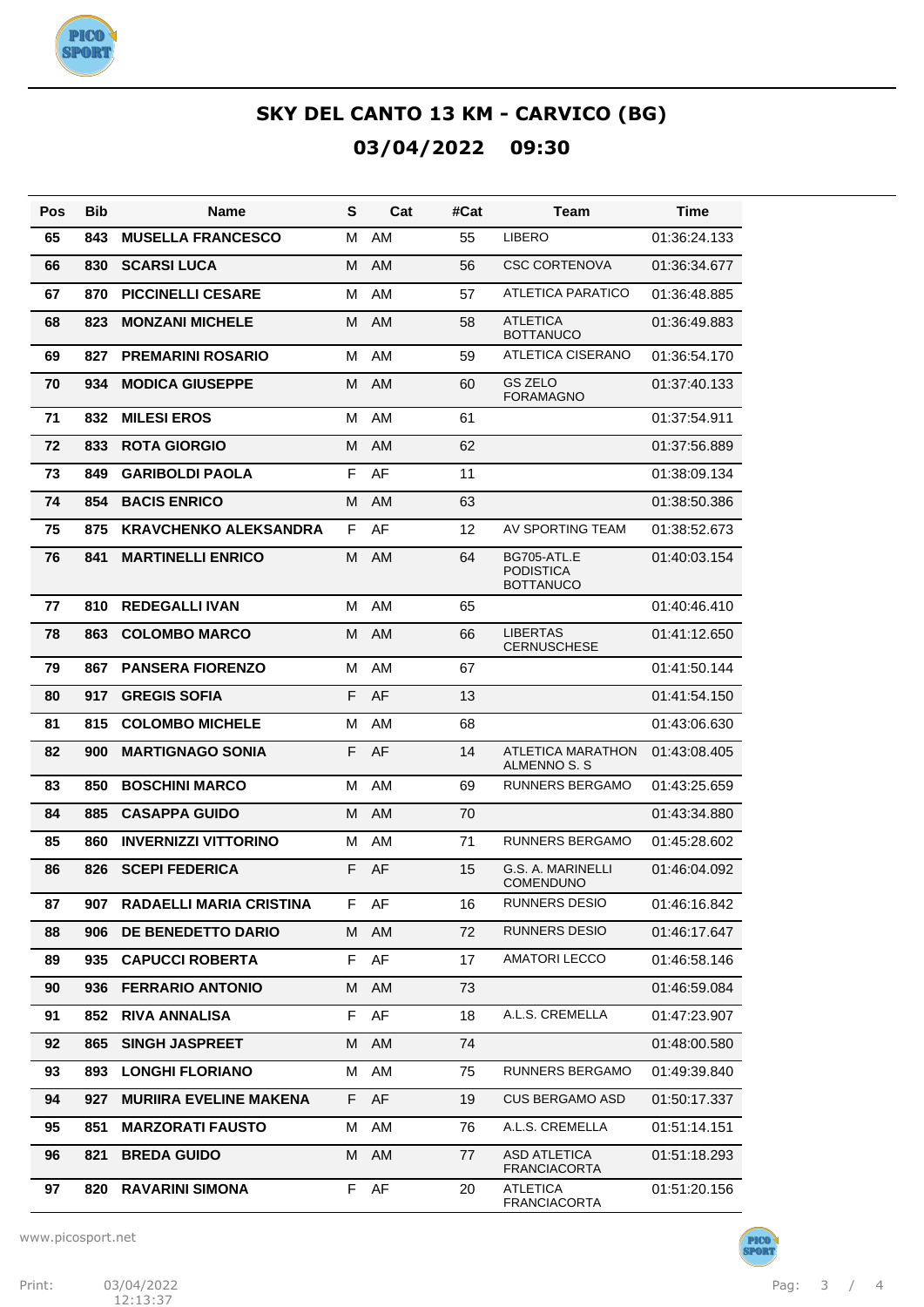# SKY DEL CANTO 13 KM - CARVICO (BG)

## 03/04/2022 09:30

| Pos | Bib | Name | S | Cat | #Cat | Team | Time |
|---|---|---|---|---|---|---|---|
| 65 | 843 | MUSELLA FRANCESCO | M | AM | 55 | LIBERO | 01:36:24.133 |
| 66 | 830 | SCARSI LUCA | M | AM | 56 | CSC CORTENOVA | 01:36:34.677 |
| 67 | 870 | PICCINELLI CESARE | M | AM | 57 | ATLETICA PARATICO | 01:36:48.885 |
| 68 | 823 | MONZANI MICHELE | M | AM | 58 | ATLETICA BOTTANUCO | 01:36:49.883 |
| 69 | 827 | PREMARINI ROSARIO | M | AM | 59 | ATLETICA CISERANO | 01:36:54.170 |
| 70 | 934 | MODICA GIUSEPPE | M | AM | 60 | GS ZELO FORAMAGNO | 01:37:40.133 |
| 71 | 832 | MILESI EROS | M | AM | 61 | | 01:37:54.911 |
| 72 | 833 | ROTA GIORGIO | M | AM | 62 | | 01:37:56.889 |
| 73 | 849 | GARIBOLDI PAOLA | F | AF | 11 | | 01:38:09.134 |
| 74 | 854 | BACIS ENRICO | M | AM | 63 | | 01:38:50.386 |
| 75 | 875 | KRAVCHENKO ALEKSANDRA | F | AF | 12 | AV SPORTING TEAM | 01:38:52.673 |
| 76 | 841 | MARTINELLI ENRICO | M | AM | 64 | BG705-ATL.E PODISTICA BOTTANUCO | 01:40:03.154 |
| 77 | 810 | REDEGALLI IVAN | M | AM | 65 | | 01:40:46.410 |
| 78 | 863 | COLOMBO MARCO | M | AM | 66 | LIBERTAS CERNUSCHESE | 01:41:12.650 |
| 79 | 867 | PANSERA FIORENZO | M | AM | 67 | | 01:41:50.144 |
| 80 | 917 | GREGIS SOFIA | F | AF | 13 | | 01:41:54.150 |
| 81 | 815 | COLOMBO MICHELE | M | AM | 68 | | 01:43:06.630 |
| 82 | 900 | MARTIGNAGO SONIA | F | AF | 14 | ATLETICA MARATHON ALMENNO S. S | 01:43:08.405 |
| 83 | 850 | BOSCHINI MARCO | M | AM | 69 | RUNNERS BERGAMO | 01:43:25.659 |
| 84 | 885 | CASAPPA GUIDO | M | AM | 70 | | 01:43:34.880 |
| 85 | 860 | INVERNIZZI VITTORINO | M | AM | 71 | RUNNERS BERGAMO | 01:45:28.602 |
| 86 | 826 | SCEPI FEDERICA | F | AF | 15 | G.S. A. MARINELLI COMENDUNO | 01:46:04.092 |
| 87 | 907 | RADAELLI MARIA CRISTINA | F | AF | 16 | RUNNERS DESIO | 01:46:16.842 |
| 88 | 906 | DE BENEDETTO DARIO | M | AM | 72 | RUNNERS DESIO | 01:46:17.647 |
| 89 | 935 | CAPUCCI ROBERTA | F | AF | 17 | AMATORI LECCO | 01:46:58.146 |
| 90 | 936 | FERRARIO ANTONIO | M | AM | 73 | | 01:46:59.084 |
| 91 | 852 | RIVA ANNALISA | F | AF | 18 | A.L.S. CREMELLA | 01:47:23.907 |
| 92 | 865 | SINGH JASPREET | M | AM | 74 | | 01:48:00.580 |
| 93 | 893 | LONGHI FLORIANO | M | AM | 75 | RUNNERS BERGAMO | 01:49:39.840 |
| 94 | 927 | MURIIRA EVELINE MAKENA | F | AF | 19 | CUS BERGAMO ASD | 01:50:17.337 |
| 95 | 851 | MARZORATI FAUSTO | M | AM | 76 | A.L.S. CREMELLA | 01:51:14.151 |
| 96 | 821 | BREDA GUIDO | M | AM | 77 | ASD ATLETICA FRANCIACORTA | 01:51:18.293 |
| 97 | 820 | RAVARINI SIMONA | F | AF | 20 | ATLETICA FRANCIACORTA | 01:51:20.156 |

www.picosport.net

Print: 03/04/2022 12:13:37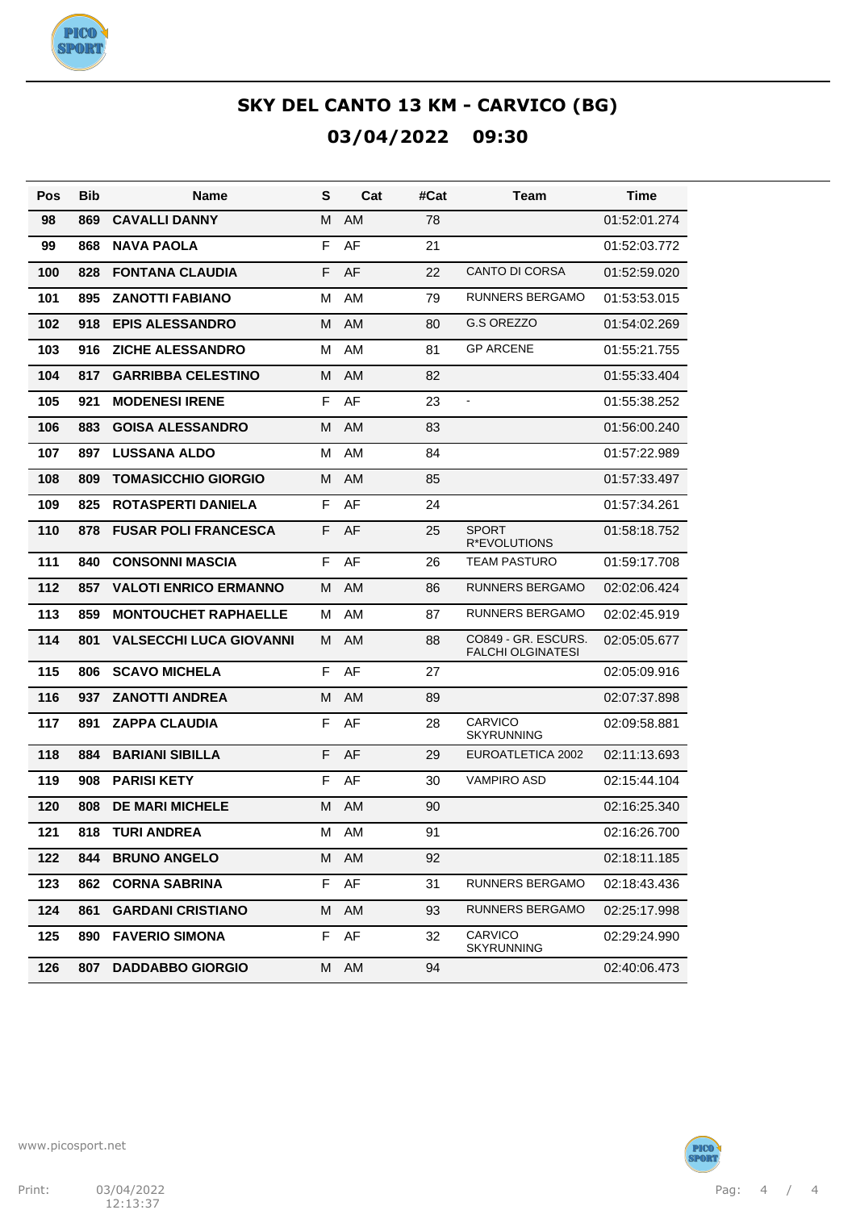# SKY DEL CANTO 13 KM - CARVICO (BG)

## 03/04/2022 09:30

| Pos | Bib | Name | S | Cat | #Cat | Team | Time |
|---|---|---|---|---|---|---|---|
| 98 | 869 | CAVALLI DANNY | M | AM | 78 | | 01:52:01.274 |
| 99 | 868 | NAVA PAOLA | F | AF | 21 | | 01:52:03.772 |
| 100 | 828 | FONTANA CLAUDIA | F | AF | 22 | CANTO DI CORSA | 01:52:59.020 |
| 101 | 895 | ZANOTTI FABIANO | M | AM | 79 | RUNNERS BERGAMO | 01:53:53.015 |
| 102 | 918 | EPIS ALESSANDRO | M | AM | 80 | G.S OREZZO | 01:54:02.269 |
| 103 | 916 | ZICHE ALESSANDRO | M | AM | 81 | GP ARCENE | 01:55:21.755 |
| 104 | 817 | GARRIBBA CELESTINO | M | AM | 82 | | 01:55:33.404 |
| 105 | 921 | MODENESI IRENE | F | AF | 23 | - | 01:55:38.252 |
| 106 | 883 | GOISA ALESSANDRO | M | AM | 83 | | 01:56:00.240 |
| 107 | 897 | LUSSANA ALDO | M | AM | 84 | | 01:57:22.989 |
| 108 | 809 | TOMASICCHIO GIORGIO | M | AM | 85 | | 01:57:33.497 |
| 109 | 825 | ROTASPERTI DANIELA | F | AF | 24 | | 01:57:34.261 |
| 110 | 878 | FUSAR POLI FRANCESCA | F | AF | 25 | SPORT R*EVOLUTIONS | 01:58:18.752 |
| 111 | 840 | CONSONNI MASCIA | F | AF | 26 | TEAM PASTURO | 01:59:17.708 |
| 112 | 857 | VALOTI ENRICO ERMANNO | M | AM | 86 | RUNNERS BERGAMO | 02:02:06.424 |
| 113 | 859 | MONTOUCHET RAPHAELLE | M | AM | 87 | RUNNERS BERGAMO | 02:02:45.919 |
| 114 | 801 | VALSECCHI LUCA GIOVANNI | M | AM | 88 | CO849 - GR. ESCURS. FALCHI OLGINATESI | 02:05:05.677 |
| 115 | 806 | SCAVO MICHELA | F | AF | 27 | | 02:05:09.916 |
| 116 | 937 | ZANOTTI ANDREA | M | AM | 89 | | 02:07:37.898 |
| 117 | 891 | ZAPPA CLAUDIA | F | AF | 28 | CARVICO SKYRUNNING | 02:09:58.881 |
| 118 | 884 | BARIANI SIBILLA | F | AF | 29 | EUROATLETICA 2002 | 02:11:13.693 |
| 119 | 908 | PARISI KETY | F | AF | 30 | VAMPIRO ASD | 02:15:44.104 |
| 120 | 808 | DE MARI MICHELE | M | AM | 90 | | 02:16:25.340 |
| 121 | 818 | TURI ANDREA | M | AM | 91 | | 02:16:26.700 |
| 122 | 844 | BRUNO ANGELO | M | AM | 92 | | 02:18:11.185 |
| 123 | 862 | CORNA SABRINA | F | AF | 31 | RUNNERS BERGAMO | 02:18:43.436 |
| 124 | 861 | GARDANI CRISTIANO | M | AM | 93 | RUNNERS BERGAMO | 02:25:17.998 |
| 125 | 890 | FAVERIO SIMONA | F | AF | 32 | CARVICO SKYRUNNING | 02:29:24.990 |
| 126 | 807 | DADDABBO GIORGIO | M | AM | 94 | | 02:40:06.473 |

www.picosport.net

Print: 03/04/2022 12:13:37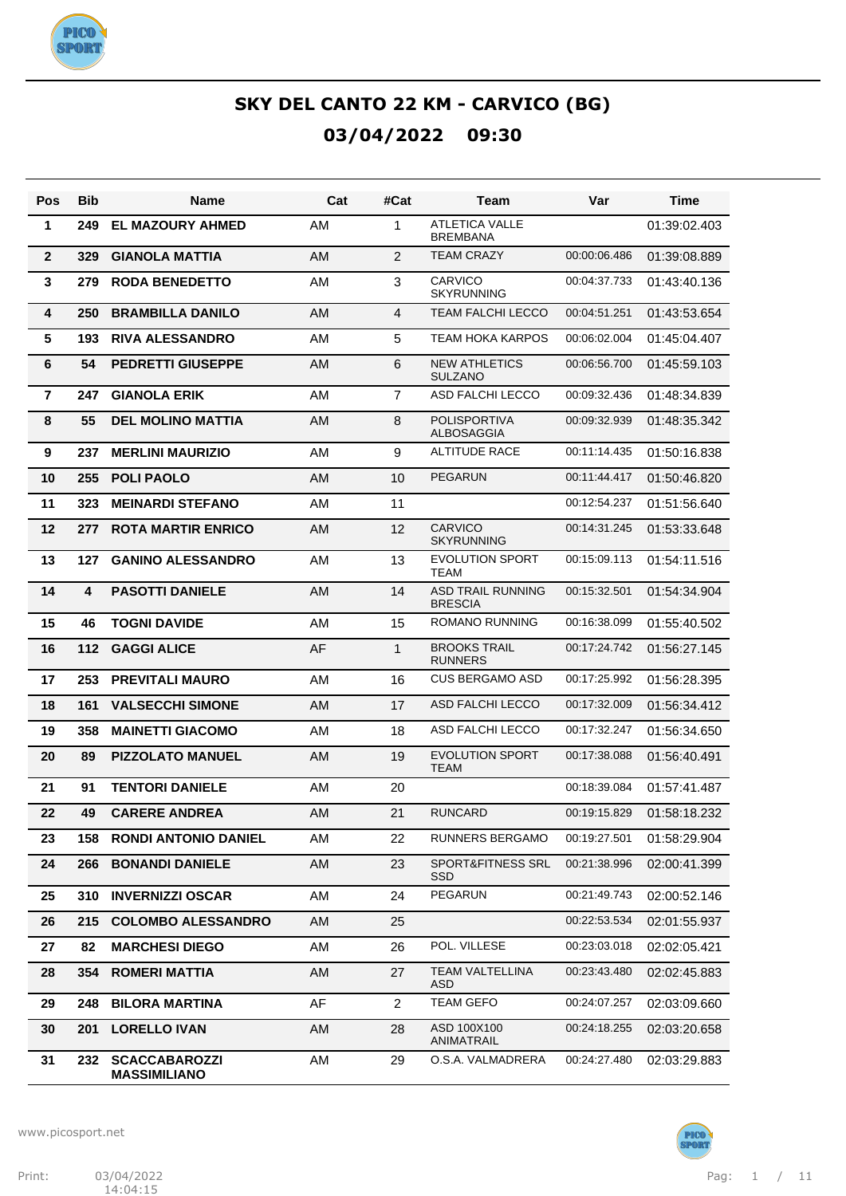# SKY DEL CANTO 22 KM - CARVICO (BG)

## 03/04/2022 09:30

| Pos | Bib | Name | Cat | #Cat | Team | Var | Time |
|---|---|---|---|---|---|---|---|
| 1 | 249 | **EL MAZOURY AHMED** | AM | 1 | ATLETICA VALLE BREMBANA | | 01:39:02.403 |
| 2 | 329 | **GIANOLA MATTIA** | AM | 2 | TEAM CRAZY | 00:00:06.486 | 01:39:08.889 |
| 3 | 279 | **RODA BENEDETTO** | AM | 3 | CARVICO SKYRUNNING | 00:04:37.733 | 01:43:40.136 |
| 4 | 250 | **BRAMBILLA DANILO** | AM | 4 | TEAM FALCHI LECCO | 00:04:51.251 | 01:43:53.654 |
| 5 | 193 | **RIVA ALESSANDRO** | AM | 5 | TEAM HOKA KARPOS | 00:06:02.004 | 01:45:04.407 |
| 6 | 54 | **PEDRETTI GIUSEPPE** | AM | 6 | NEW ATHLETICS SULZANO | 00:06:56.700 | 01:45:59.103 |
| 7 | 247 | **GIANOLA ERIK** | AM | 7 | ASD FALCHI LECCO | 00:09:32.436 | 01:48:34.839 |
| 8 | 55 | **DEL MOLINO MATTIA** | AM | 8 | POLISPORTIVA ALBOSAGGIA | 00:09:32.939 | 01:48:35.342 |
| 9 | 237 | **MERLINI MAURIZIO** | AM | 9 | ALTITUDE RACE | 00:11:14.435 | 01:50:16.838 |
| 10 | 255 | **POLI PAOLO** | AM | 10 | PEGARUN | 00:11:44.417 | 01:50:46.820 |
| 11 | 323 | **MEINARDI STEFANO** | AM | 11 | | 00:12:54.237 | 01:51:56.640 |
| 12 | 277 | **ROTA MARTIR ENRICO** | AM | 12 | CARVICO SKYRUNNING | 00:14:31.245 | 01:53:33.648 |
| 13 | 127 | **GANINO ALESSANDRO** | AM | 13 | EVOLUTION SPORT TEAM | 00:15:09.113 | 01:54:11.516 |
| 14 | 4 | **PASOTTI DANIELE** | AM | 14 | ASD TRAIL RUNNING BRESCIA | 00:15:32.501 | 01:54:34.904 |
| 15 | 46 | **TOGNI DAVIDE** | AM | 15 | ROMANO RUNNING | 00:16:38.099 | 01:55:40.502 |
| 16 | 112 | **GAGGI ALICE** | AF | 1 | BROOKS TRAIL RUNNERS | 00:17:24.742 | 01:56:27.145 |
| 17 | 253 | **PREVITALI MAURO** | AM | 16 | CUS BERGAMO ASD | 00:17:25.992 | 01:56:28.395 |
| 18 | 161 | **VALSECCHI SIMONE** | AM | 17 | ASD FALCHI LECCO | 00:17:32.009 | 01:56:34.412 |
| 19 | 358 | **MAINETTI GIACOMO** | AM | 18 | ASD FALCHI LECCO | 00:17:32.247 | 01:56:34.650 |
| 20 | 89 | **PIZZOLATO MANUEL** | AM | 19 | EVOLUTION SPORT TEAM | 00:17:38.088 | 01:56:40.491 |
| 21 | 91 | **TENTORI DANIELE** | AM | 20 | | 00:18:39.084 | 01:57:41.487 |
| 22 | 49 | **CARERE ANDREA** | AM | 21 | RUNCARD | 00:19:15.829 | 01:58:18.232 |
| 23 | 158 | **RONDI ANTONIO DANIEL** | AM | 22 | RUNNERS BERGAMO | 00:19:27.501 | 01:58:29.904 |
| 24 | 266 | **BONANDI DANIELE** | AM | 23 | SPORT&FITNESS SRL SSD | 00:21:38.996 | 02:00:41.399 |
| 25 | 310 | **INVERNIZZI OSCAR** | AM | 24 | PEGARUN | 00:21:49.743 | 02:00:52.146 |
| 26 | 215 | **COLOMBO ALESSANDRO** | AM | 25 | | 00:22:53.534 | 02:01:55.937 |
| 27 | 82 | **MARCHESI DIEGO** | AM | 26 | POL. VILLESE | 00:23:03.018 | 02:02:05.421 |
| 28 | 354 | **ROMERI MATTIA** | AM | 27 | TEAM VALTELLINA ASD | 00:23:43.480 | 02:02:45.883 |
| 29 | 248 | **BILORA MARTINA** | AF | 2 | TEAM GEFO | 00:24:07.257 | 02:03:09.660 |
| 30 | 201 | **LORELLO IVAN** | AM | 28 | ASD 100X100 ANIMATRAIL | 00:24:18.255 | 02:03:20.658 |
| 31 | 232 | **SCACCABAROZZI MASSIMILIANO** | AM | 29 | O.S.A. VALMADRERA | 00:24:27.480 | 02:03:29.883 |

www.picosport.net

Print: 03/04/2022 14:04:15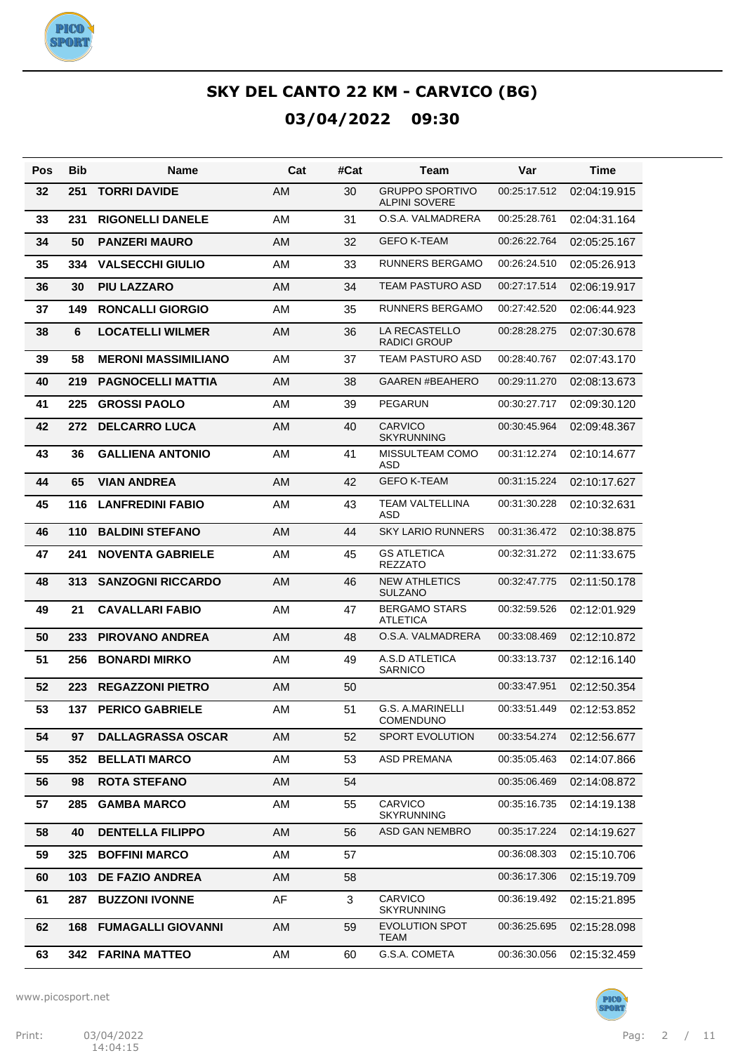# SKY DEL CANTO 22 KM - CARVICO (BG)

## 03/04/2022 09:30

| Pos | Bib | Name | Cat | #Cat | Team | Var | Time |
|---|---|---|---|---|---|---|---|
| 32 | 251 | TORRI DAVIDE | AM | 30 | GRUPPO SPORTIVO ALPINI SOVERE | 00:25:17.512 | 02:04:19.915 |
| 33 | 231 | RIGONELLI DANELE | AM | 31 | O.S.A. VALMADRERA | 00:25:28.761 | 02:04:31.164 |
| 34 | 50 | PANZERI MAURO | AM | 32 | GEFO K-TEAM | 00:26:22.764 | 02:05:25.167 |
| 35 | 334 | VALSECCHI GIULIO | AM | 33 | RUNNERS BERGAMO | 00:26:24.510 | 02:05:26.913 |
| 36 | 30 | PIU LAZZARO | AM | 34 | TEAM PASTURO ASD | 00:27:17.514 | 02:06:19.917 |
| 37 | 149 | RONCALLI GIORGIO | AM | 35 | RUNNERS BERGAMO | 00:27:42.520 | 02:06:44.923 |
| 38 | 6 | LOCATELLI WILMER | AM | 36 | LA RECASTELLO RADICI GROUP | 00:28:28.275 | 02:07:30.678 |
| 39 | 58 | MERONI MASSIMILIANO | AM | 37 | TEAM PASTURO ASD | 00:28:40.767 | 02:07:43.170 |
| 40 | 219 | PAGNOCELLI MATTIA | AM | 38 | GAAREN #BEAHERO | 00:29:11.270 | 02:08:13.673 |
| 41 | 225 | GROSSI PAOLO | AM | 39 | PEGARUN | 00:30:27.717 | 02:09:30.120 |
| 42 | 272 | DELCARRO LUCA | AM | 40 | CARVICO SKYRUNNING | 00:30:45.964 | 02:09:48.367 |
| 43 | 36 | GALLIENA ANTONIO | AM | 41 | MISSULTEAM COMO ASD | 00:31:12.274 | 02:10:14.677 |
| 44 | 65 | VIAN ANDREA | AM | 42 | GEFO K-TEAM | 00:31:15.224 | 02:10:17.627 |
| 45 | 116 | LANFREDINI FABIO | AM | 43 | TEAM VALTELLINA ASD | 00:31:30.228 | 02:10:32.631 |
| 46 | 110 | BALDINI STEFANO | AM | 44 | SKY LARIO RUNNERS | 00:31:36.472 | 02:10:38.875 |
| 47 | 241 | NOVENTA GABRIELE | AM | 45 | GS ATLETICA REZZATO | 00:32:31.272 | 02:11:33.675 |
| 48 | 313 | SANZOGNI RICCARDO | AM | 46 | NEW ATHLETICS SULZANO | 00:32:47.775 | 02:11:50.178 |
| 49 | 21 | CAVALLARI FABIO | AM | 47 | BERGAMO STARS ATLETICA | 00:32:59.526 | 02:12:01.929 |
| 50 | 233 | PIROVANO ANDREA | AM | 48 | O.S.A. VALMADRERA | 00:33:08.469 | 02:12:10.872 |
| 51 | 256 | BONARDI MIRKO | AM | 49 | A.S.D ATLETICA SARNICO | 00:33:13.737 | 02:12:16.140 |
| 52 | 223 | REGAZZONI PIETRO | AM | 50 | | 00:33:47.951 | 02:12:50.354 |
| 53 | 137 | PERICO GABRIELE | AM | 51 | G.S. A.MARINELLI COMENDUNO | 00:33:51.449 | 02:12:53.852 |
| 54 | 97 | DALLAGRASSA OSCAR | AM | 52 | SPORT EVOLUTION | 00:33:54.274 | 02:12:56.677 |
| 55 | 352 | BELLATI MARCO | AM | 53 | ASD PREMANA | 00:35:05.463 | 02:14:07.866 |
| 56 | 98 | ROTA STEFANO | AM | 54 | | 00:35:06.469 | 02:14:08.872 |
| 57 | 285 | GAMBA MARCO | AM | 55 | CARVICO SKYRUNNING | 00:35:16.735 | 02:14:19.138 |
| 58 | 40 | DENTELLA FILIPPO | AM | 56 | ASD GAN NEMBRO | 00:35:17.224 | 02:14:19.627 |
| 59 | 325 | BOFFINI MARCO | AM | 57 | | 00:36:08.303 | 02:15:10.706 |
| 60 | 103 | DE FAZIO ANDREA | AM | 58 | | 00:36:17.306 | 02:15:19.709 |
| 61 | 287 | BUZZONI IVONNE | AF | 3 | CARVICO SKYRUNNING | 00:36:19.492 | 02:15:21.895 |
| 62 | 168 | FUMAGALLI GIOVANNI | AM | 59 | EVOLUTION SPOT TEAM | 00:36:25.695 | 02:15:28.098 |
| 63 | 342 | FARINA MATTEO | AM | 60 | G.S.A. COMETA | 00:36:30.056 | 02:15:32.459 |

www.picosport.net

Print: 03/04/2022 14:04:15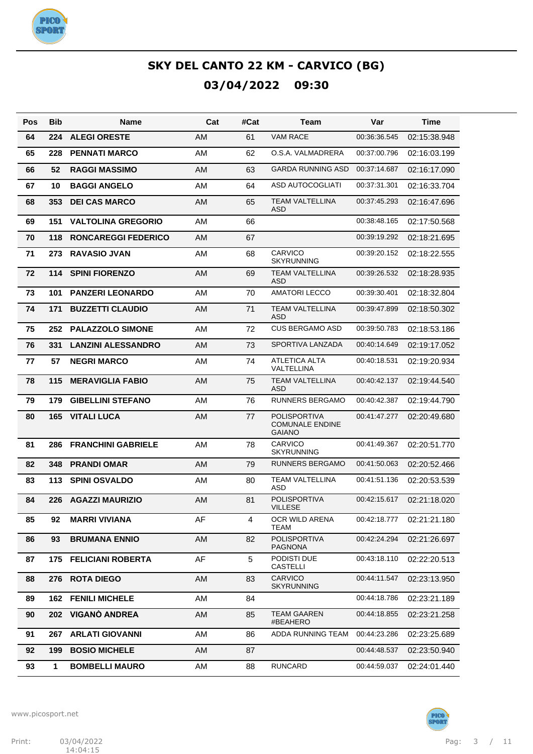# SKY DEL CANTO 22 KM - CARVICO (BG)

## 03/04/2022 09:30

| Pos | Bib | Name | Cat | #Cat | Team | Var | Time |
|---|---|---|---|---|---|---|---|
| 64 | 224 | **ALEGI ORESTE** | AM | 61 | VAM RACE | 00:36:36.545 | 02:15:38.948 |
| 65 | 228 | **PENNATI MARCO** | AM | 62 | O.S.A. VALMADRERA | 00:37:00.796 | 02:16:03.199 |
| 66 | 52 | **RAGGI MASSIMO** | AM | 63 | GARDA RUNNING ASD | 00:37:14.687 | 02:16:17.090 |
| 67 | 10 | **BAGGI ANGELO** | AM | 64 | ASD AUTOCOGLIATI | 00:37:31.301 | 02:16:33.704 |
| 68 | 353 | **DEI CAS MARCO** | AM | 65 | TEAM VALTELLINA ASD | 00:37:45.293 | 02:16:47.696 |
| 69 | 151 | **VALTOLINA GREGORIO** | AM | 66 | | 00:38:48.165 | 02:17:50.568 |
| 70 | 118 | **RONCAREGGI FEDERICO** | AM | 67 | | 00:39:19.292 | 02:18:21.695 |
| 71 | 273 | **RAVASIO JVAN** | AM | 68 | CARVICO SKYRUNNING | 00:39:20.152 | 02:18:22.555 |
| 72 | 114 | **SPINI FIORENZO** | AM | 69 | TEAM VALTELLINA ASD | 00:39:26.532 | 02:18:28.935 |
| 73 | 101 | **PANZERI LEONARDO** | AM | 70 | AMATORI LECCO | 00:39:30.401 | 02:18:32.804 |
| 74 | 171 | **BUZZETTI CLAUDIO** | AM | 71 | TEAM VALTELLINA ASD | 00:39:47.899 | 02:18:50.302 |
| 75 | 252 | **PALAZZOLO SIMONE** | AM | 72 | CUS BERGAMO ASD | 00:39:50.783 | 02:18:53.186 |
| 76 | 331 | **LANZINI ALESSANDRO** | AM | 73 | SPORTIVA LANZADA | 00:40:14.649 | 02:19:17.052 |
| 77 | 57 | **NEGRI MARCO** | AM | 74 | ATLETICA ALTA VALTELLINA | 00:40:18.531 | 02:19:20.934 |
| 78 | 115 | **MERAVIGLIA FABIO** | AM | 75 | TEAM VALTELLINA ASD | 00:40:42.137 | 02:19:44.540 |
| 79 | 179 | **GIBELLINI STEFANO** | AM | 76 | RUNNERS BERGAMO | 00:40:42.387 | 02:19:44.790 |
| 80 | 165 | **VITALI LUCA** | AM | 77 | POLISPORTIVA COMUNALE ENDINE GAIANO | 00:41:47.277 | 02:20:49.680 |
| 81 | 286 | **FRANCHINI GABRIELE** | AM | 78 | CARVICO SKYRUNNING | 00:41:49.367 | 02:20:51.770 |
| 82 | 348 | **PRANDI OMAR** | AM | 79 | RUNNERS BERGAMO | 00:41:50.063 | 02:20:52.466 |
| 83 | 113 | **SPINI OSVALDO** | AM | 80 | TEAM VALTELLINA ASD | 00:41:51.136 | 02:20:53.539 |
| 84 | 226 | **AGAZZI MAURIZIO** | AM | 81 | POLISPORTIVA VILLESE | 00:42:15.617 | 02:21:18.020 |
| 85 | 92 | **MARRI VIVIANA** | AF | 4 | OCR WILD ARENA TEAM | 00:42:18.777 | 02:21:21.180 |
| 86 | 93 | **BRUMANA ENNIO** | AM | 82 | POLISPORTIVA PAGNONA | 00:42:24.294 | 02:21:26.697 |
| 87 | 175 | **FELICIANI ROBERTA** | AF | 5 | PODISTI DUE CASTELLI | 00:43:18.110 | 02:22:20.513 |
| 88 | 276 | **ROTA DIEGO** | AM | 83 | CARVICO SKYRUNNING | 00:44:11.547 | 02:23:13.950 |
| 89 | 162 | **FENILI MICHELE** | AM | 84 | | 00:44:18.786 | 02:23:21.189 |
| 90 | 202 | **VIGANÒ ANDREA** | AM | 85 | TEAM GAAREN #BEAHERO | 00:44:18.855 | 02:23:21.258 |
| 91 | 267 | **ARLATI GIOVANNI** | AM | 86 | ADDA RUNNING TEAM | 00:44:23.286 | 02:23:25.689 |
| 92 | 199 | **BOSIO MICHELE** | AM | 87 | | 00:44:48.537 | 02:23:50.940 |
| 93 | 1 | **BOMBELLI MAURO** | AM | 88 | RUNCARD | 00:44:59.037 | 02:24:01.440 |

www.picosport.net

Print: 03/04/2022 14:04:15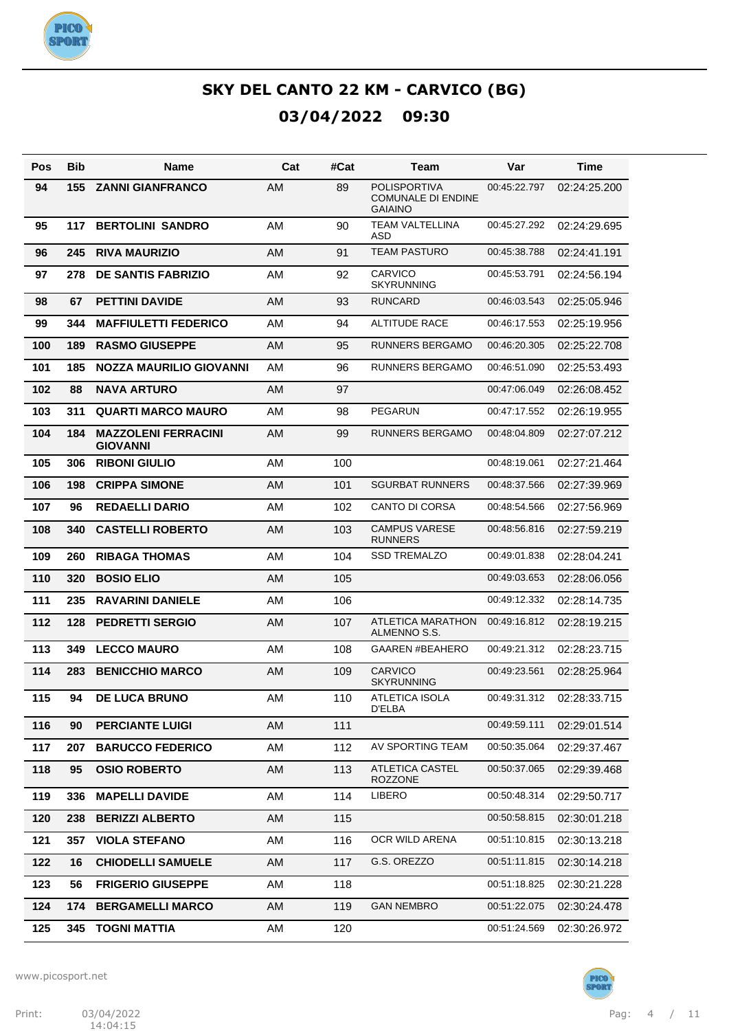# SKY DEL CANTO 22 KM - CARVICO (BG)

## 03/04/2022 09:30

| Pos | Bib | Name | Cat | #Cat | Team | Var | Time |
|---|---|---|---|---|---|---|---|
| 94 | 155 | ZANNI GIANFRANCO | AM | 89 | POLISPORTIVA COMUNALE DI ENDINE GAIAINO | 00:45:22.797 | 02:24:25.200 |
| 95 | 117 | BERTOLINI SANDRO | AM | 90 | TEAM VALTELLINA ASD | 00:45:27.292 | 02:24:29.695 |
| 96 | 245 | RIVA MAURIZIO | AM | 91 | TEAM PASTURO | 00:45:38.788 | 02:24:41.191 |
| 97 | 278 | DE SANTIS FABRIZIO | AM | 92 | CARVICO SKYRUNNING | 00:45:53.791 | 02:24:56.194 |
| 98 | 67 | PETTINI DAVIDE | AM | 93 | RUNCARD | 00:46:03.543 | 02:25:05.946 |
| 99 | 344 | MAFFIULETTI FEDERICO | AM | 94 | ALTITUDE RACE | 00:46:17.553 | 02:25:19.956 |
| 100 | 189 | RASMO GIUSEPPE | AM | 95 | RUNNERS BERGAMO | 00:46:20.305 | 02:25:22.708 |
| 101 | 185 | NOZZA MAURILIO GIOVANNI | AM | 96 | RUNNERS BERGAMO | 00:46:51.090 | 02:25:53.493 |
| 102 | 88 | NAVA ARTURO | AM | 97 | | 00:47:06.049 | 02:26:08.452 |
| 103 | 311 | QUARTI MARCO MAURO | AM | 98 | PEGARUN | 00:47:17.552 | 02:26:19.955 |
| 104 | 184 | MAZZOLENI FERRACINI GIOVANNI | AM | 99 | RUNNERS BERGAMO | 00:48:04.809 | 02:27:07.212 |
| 105 | 306 | RIBONI GIULIO | AM | 100 | | 00:48:19.061 | 02:27:21.464 |
| 106 | 198 | CRIPPA SIMONE | AM | 101 | SGURBAT RUNNERS | 00:48:37.566 | 02:27:39.969 |
| 107 | 96 | REDAELLI DARIO | AM | 102 | CANTO DI CORSA | 00:48:54.566 | 02:27:56.969 |
| 108 | 340 | CASTELLI ROBERTO | AM | 103 | CAMPUS VARESE RUNNERS | 00:48:56.816 | 02:27:59.219 |
| 109 | 260 | RIBAGA THOMAS | AM | 104 | SSD TREMALZO | 00:49:01.838 | 02:28:04.241 |
| 110 | 320 | BOSIO ELIO | AM | 105 | | 00:49:03.653 | 02:28:06.056 |
| 111 | 235 | RAVARINI DANIELE | AM | 106 | | 00:49:12.332 | 02:28:14.735 |
| 112 | 128 | PEDRETTI SERGIO | AM | 107 | ATLETICA MARATHON ALMENNO S.S. | 00:49:16.812 | 02:28:19.215 |
| 113 | 349 | LECCO MAURO | AM | 108 | GAAREN #BEAHERO | 00:49:21.312 | 02:28:23.715 |
| 114 | 283 | BENICCHIO MARCO | AM | 109 | CARVICO SKYRUNNING | 00:49:23.561 | 02:28:25.964 |
| 115 | 94 | DE LUCA BRUNO | AM | 110 | ATLETICA ISOLA D'ELBA | 00:49:31.312 | 02:28:33.715 |
| 116 | 90 | PERCIANTE LUIGI | AM | 111 | | 00:49:59.111 | 02:29:01.514 |
| 117 | 207 | BARUCCO FEDERICO | AM | 112 | AV SPORTING TEAM | 00:50:35.064 | 02:29:37.467 |
| 118 | 95 | OSIO ROBERTO | AM | 113 | ATLETICA CASTEL ROZZONE | 00:50:37.065 | 02:29:39.468 |
| 119 | 336 | MAPELLI DAVIDE | AM | 114 | LIBERO | 00:50:48.314 | 02:29:50.717 |
| 120 | 238 | BERIZZI ALBERTO | AM | 115 | | 00:50:58.815 | 02:30:01.218 |
| 121 | 357 | VIOLA STEFANO | AM | 116 | OCR WILD ARENA | 00:51:10.815 | 02:30:13.218 |
| 122 | 16 | CHIODELLI SAMUELE | AM | 117 | G.S. OREZZO | 00:51:11.815 | 02:30:14.218 |
| 123 | 56 | FRIGERIO GIUSEPPE | AM | 118 | | 00:51:18.825 | 02:30:21.228 |
| 124 | 174 | BERGAMELLI MARCO | AM | 119 | GAN NEMBRO | 00:51:22.075 | 02:30:24.478 |
| 125 | 345 | TOGNI MATTIA | AM | 120 | | 00:51:24.569 | 02:30:26.972 |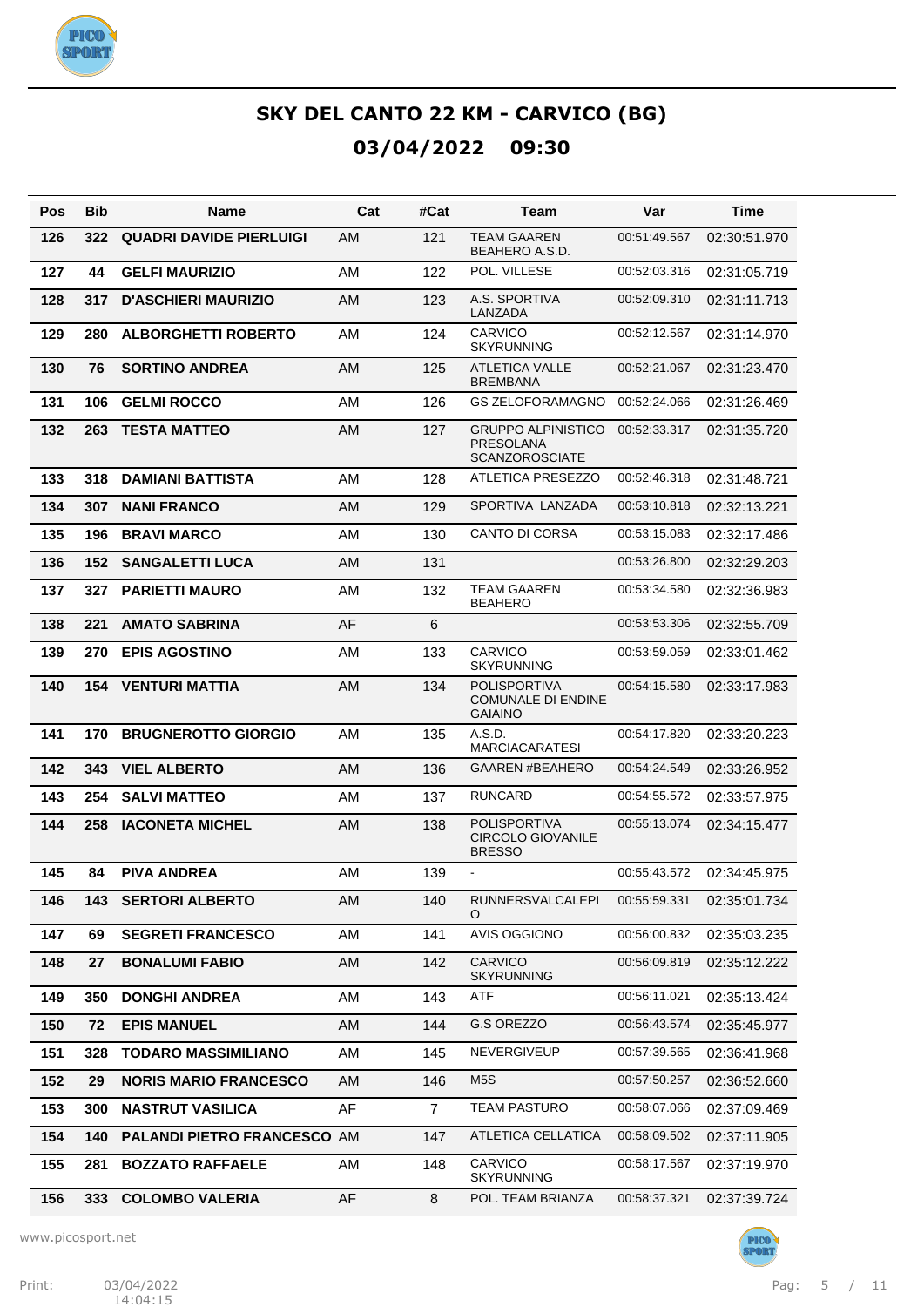# SKY DEL CANTO 22 KM - CARVICO (BG)

## 03/04/2022 09:30

| Pos | Bib | Name | Cat | #Cat | Team | Var | Time |
|---|---|---|---|---|---|---|---|
| 126 | 322 | **QUADRI DAVIDE PIERLUIGI** | AM | 121 | TEAM GAAREN BEAHERO A.S.D. | 00:51:49.567 | 02:30:51.970 |
| 127 | 44 | **GELFI MAURIZIO** | AM | 122 | POL. VILLESE | 00:52:03.316 | 02:31:05.719 |
| 128 | 317 | **D'ASCHIERI MAURIZIO** | AM | 123 | A.S. SPORTIVA LANZADA | 00:52:09.310 | 02:31:11.713 |
| 129 | 280 | **ALBORGHETTI ROBERTO** | AM | 124 | CARVICO SKYRUNNING | 00:52:12.567 | 02:31:14.970 |
| 130 | 76 | **SORTINO ANDREA** | AM | 125 | ATLETICA VALLE BREMBANA | 00:52:21.067 | 02:31:23.470 |
| 131 | 106 | **GELMI ROCCO** | AM | 126 | GS ZELOFORAMAGNO | 00:52:24.066 | 02:31:26.469 |
| 132 | 263 | **TESTA MATTEO** | AM | 127 | GRUPPO ALPINISTICO PRESOLANA SCANZOROSCIATE | 00:52:33.317 | 02:31:35.720 |
| 133 | 318 | **DAMIANI BATTISTA** | AM | 128 | ATLETICA PRESEZZO | 00:52:46.318 | 02:31:48.721 |
| 134 | 307 | **NANI FRANCO** | AM | 129 | SPORTIVA LANZADA | 00:53:10.818 | 02:32:13.221 |
| 135 | 196 | **BRAVI MARCO** | AM | 130 | CANTO DI CORSA | 00:53:15.083 | 02:32:17.486 |
| 136 | 152 | **SANGALETTI LUCA** | AM | 131 | | 00:53:26.800 | 02:32:29.203 |
| 137 | 327 | **PARIETTI MAURO** | AM | 132 | TEAM GAAREN BEAHERO | 00:53:34.580 | 02:32:36.983 |
| 138 | 221 | **AMATO SABRINA** | AF | 6 | | 00:53:53.306 | 02:32:55.709 |
| 139 | 270 | **EPIS AGOSTINO** | AM | 133 | CARVICO SKYRUNNING | 00:53:59.059 | 02:33:01.462 |
| 140 | 154 | **VENTURI MATTIA** | AM | 134 | POLISPORTIVA COMUNALE DI ENDINE GAIAINO | 00:54:15.580 | 02:33:17.983 |
| 141 | 170 | **BRUGNEROTTO GIORGIO** | AM | 135 | A.S.D. MARCIACARATESI | 00:54:17.820 | 02:33:20.223 |
| 142 | 343 | **VIEL ALBERTO** | AM | 136 | GAAREN #BEAHERO | 00:54:24.549 | 02:33:26.952 |
| 143 | 254 | **SALVI MATTEO** | AM | 137 | RUNCARD | 00:54:55.572 | 02:33:57.975 |
| 144 | 258 | **IACONETA MICHEL** | AM | 138 | POLISPORTIVA CIRCOLO GIOVANILE BRESSO | 00:55:13.074 | 02:34:15.477 |
| 145 | 84 | **PIVA ANDREA** | AM | 139 | - | 00:55:43.572 | 02:34:45.975 |
| 146 | 143 | **SERTORI ALBERTO** | AM | 140 | RUNNERSVALCALEPIO | 00:55:59.331 | 02:35:01.734 |
| 147 | 69 | **SEGRETI FRANCESCO** | AM | 141 | AVIS OGGIONO | 00:56:00.832 | 02:35:03.235 |
| 148 | 27 | **BONALUMI FABIO** | AM | 142 | CARVICO SKYRUNNING | 00:56:09.819 | 02:35:12.222 |
| 149 | 350 | **DONGHI ANDREA** | AM | 143 | ATF | 00:56:11.021 | 02:35:13.424 |
| 150 | 72 | **EPIS MANUEL** | AM | 144 | G.S OREZZO | 00:56:43.574 | 02:35:45.977 |
| 151 | 328 | **TODARO MASSIMILIANO** | AM | 145 | NEVERGIVEUP | 00:57:39.565 | 02:36:41.968 |
| 152 | 29 | **NORIS MARIO FRANCESCO** | AM | 146 | M5S | 00:57:50.257 | 02:36:52.660 |
| 153 | 300 | **NASTRUT VASILICA** | AF | 7 | TEAM PASTURO | 00:58:07.066 | 02:37:09.469 |
| 154 | 140 | **PALANDI PIETRO FRANCESCO** | AM | 147 | ATLETICA CELLATICA | 00:58:09.502 | 02:37:11.905 |
| 155 | 281 | **BOZZATO RAFFAELE** | AM | 148 | CARVICO SKYRUNNING | 00:58:17.567 | 02:37:19.970 |
| 156 | 333 | **COLOMBO VALERIA** | AF | 8 | POL. TEAM BRIANZA | 00:58:37.321 | 02:37:39.724 |

www.picosport.net

Print: 03/04/2022 14:04:15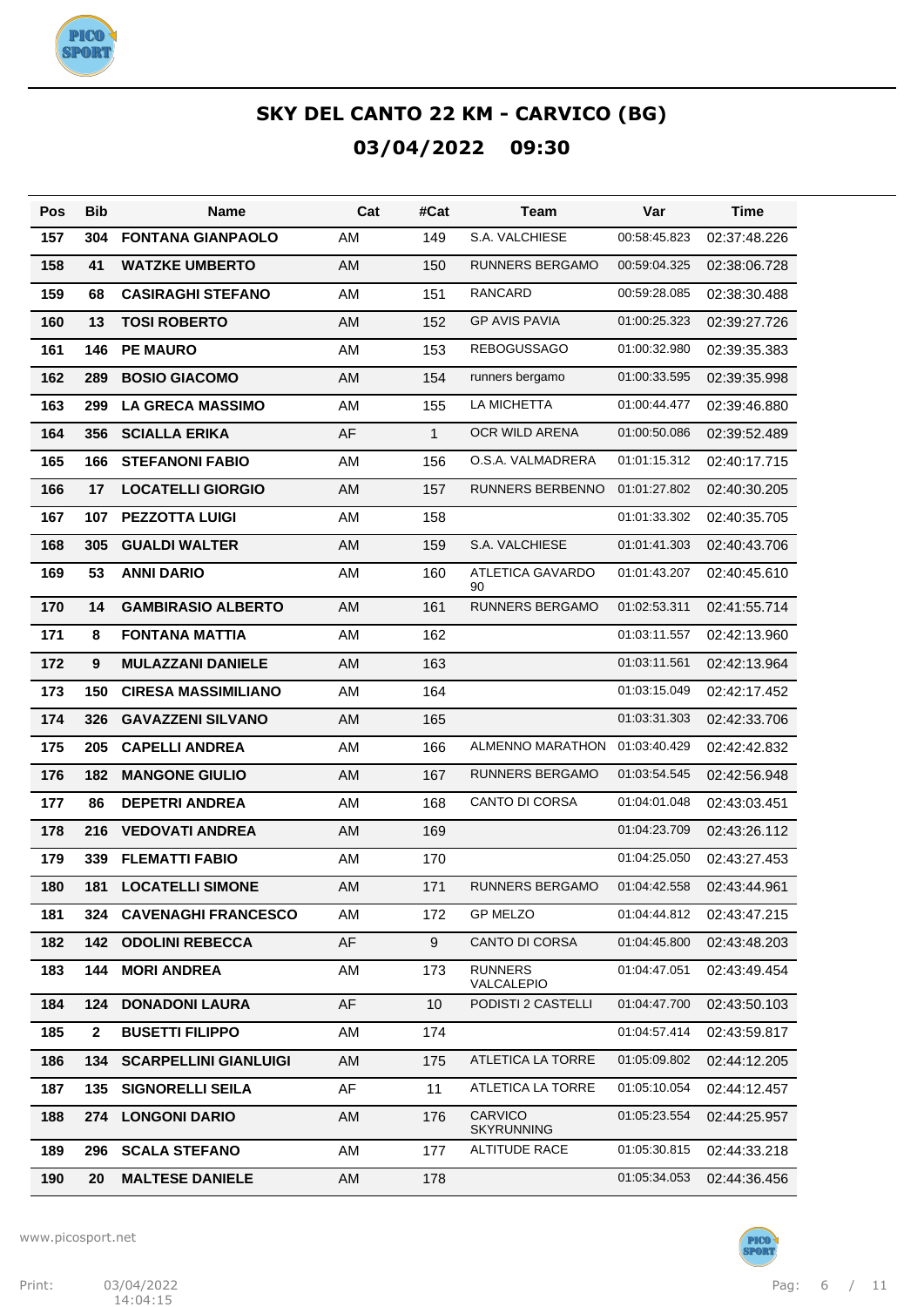# SKY DEL CANTO 22 KM - CARVICO (BG)

## 03/04/2022 09:30

| Pos | Bib | Name | Cat | #Cat | Team | Var | Time |
|---|---|---|---|---|---|---|---|
| 157 | 304 | **FONTANA GIANPAOLO** | AM | 149 | S.A. VALCHIESE | 00:58:45.823 | 02:37:48.226 |
| 158 | 41 | **WATZKE UMBERTO** | AM | 150 | RUNNERS BERGAMO | 00:59:04.325 | 02:38:06.728 |
| 159 | 68 | **CASIRAGHI STEFANO** | AM | 151 | RANCARD | 00:59:28.085 | 02:38:30.488 |
| 160 | 13 | **TOSI ROBERTO** | AM | 152 | GP AVIS PAVIA | 01:00:25.323 | 02:39:27.726 |
| 161 | 146 | **PE MAURO** | AM | 153 | REBOGUSSAGO | 01:00:32.980 | 02:39:35.383 |
| 162 | 289 | **BOSIO GIACOMO** | AM | 154 | runners bergamo | 01:00:33.595 | 02:39:35.998 |
| 163 | 299 | **LA GRECA MASSIMO** | AM | 155 | LA MICHETTA | 01:00:44.477 | 02:39:46.880 |
| 164 | 356 | **SCIALLA ERIKA** | AF | 1 | OCR WILD ARENA | 01:00:50.086 | 02:39:52.489 |
| 165 | 166 | **STEFANONI FABIO** | AM | 156 | O.S.A. VALMADRERA | 01:01:15.312 | 02:40:17.715 |
| 166 | 17 | **LOCATELLI GIORGIO** | AM | 157 | RUNNERS BERBENNO | 01:01:27.802 | 02:40:30.205 |
| 167 | 107 | **PEZZOTTA LUIGI** | AM | 158 | | 01:01:33.302 | 02:40:35.705 |
| 168 | 305 | **GUALDI WALTER** | AM | 159 | S.A. VALCHIESE | 01:01:41.303 | 02:40:43.706 |
| 169 | 53 | **ANNI DARIO** | AM | 160 | ATLETICA GAVARDO 90 | 01:01:43.207 | 02:40:45.610 |
| 170 | 14 | **GAMBIRASIO ALBERTO** | AM | 161 | RUNNERS BERGAMO | 01:02:53.311 | 02:41:55.714 |
| 171 | 8 | **FONTANA MATTIA** | AM | 162 | | 01:03:11.557 | 02:42:13.960 |
| 172 | 9 | **MULAZZANI DANIELE** | AM | 163 | | 01:03:11.561 | 02:42:13.964 |
| 173 | 150 | **CIRESA MASSIMILIANO** | AM | 164 | | 01:03:15.049 | 02:42:17.452 |
| 174 | 326 | **GAVAZZENI SILVANO** | AM | 165 | | 01:03:31.303 | 02:42:33.706 |
| 175 | 205 | **CAPELLI ANDREA** | AM | 166 | ALMENNO MARATHON | 01:03:40.429 | 02:42:42.832 |
| 176 | 182 | **MANGONE GIULIO** | AM | 167 | RUNNERS BERGAMO | 01:03:54.545 | 02:42:56.948 |
| 177 | 86 | **DEPETRI ANDREA** | AM | 168 | CANTO DI CORSA | 01:04:01.048 | 02:43:03.451 |
| 178 | 216 | **VEDOVATI ANDREA** | AM | 169 | | 01:04:23.709 | 02:43:26.112 |
| 179 | 339 | **FLEMATTI FABIO** | AM | 170 | | 01:04:25.050 | 02:43:27.453 |
| 180 | 181 | **LOCATELLI SIMONE** | AM | 171 | RUNNERS BERGAMO | 01:04:42.558 | 02:43:44.961 |
| 181 | 324 | **CAVENAGHI FRANCESCO** | AM | 172 | GP MELZO | 01:04:44.812 | 02:43:47.215 |
| 182 | 142 | **ODOLINI REBECCA** | AF | 9 | CANTO DI CORSA | 01:04:45.800 | 02:43:48.203 |
| 183 | 144 | **MORI ANDREA** | AM | 173 | RUNNERS VALCALEPIO | 01:04:47.051 | 02:43:49.454 |
| 184 | 124 | **DONADONI LAURA** | AF | 10 | PODISTI 2 CASTELLI | 01:04:47.700 | 02:43:50.103 |
| 185 | 2 | **BUSETTI FILIPPO** | AM | 174 | | 01:04:57.414 | 02:43:59.817 |
| 186 | 134 | **SCARPELLINI GIANLUIGI** | AM | 175 | ATLETICA LA TORRE | 01:05:09.802 | 02:44:12.205 |
| 187 | 135 | **SIGNORELLI SEILA** | AF | 11 | ATLETICA LA TORRE | 01:05:10.054 | 02:44:12.457 |
| 188 | 274 | **LONGONI DARIO** | AM | 176 | CARVICO SKYRUNNING | 01:05:23.554 | 02:44:25.957 |
| 189 | 296 | **SCALA STEFANO** | AM | 177 | ALTITUDE RACE | 01:05:30.815 | 02:44:33.218 |
| 190 | 20 | **MALTESE DANIELE** | AM | 178 | | 01:05:34.053 | 02:44:36.456 |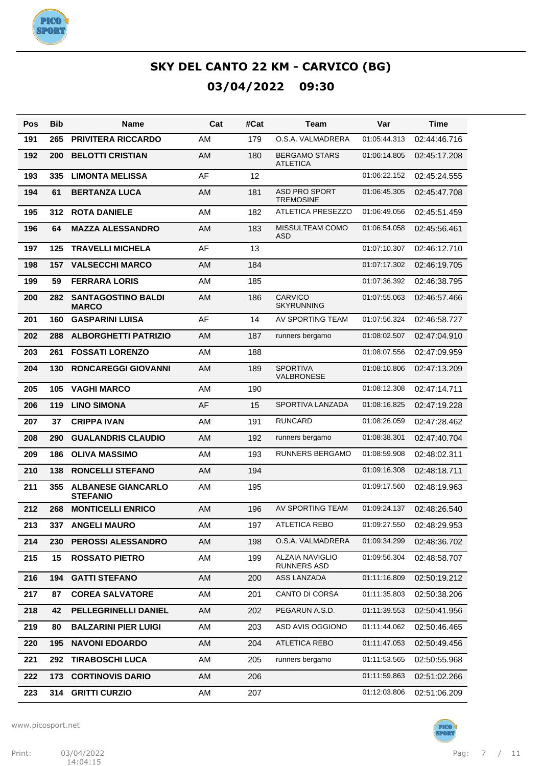# SKY DEL CANTO 22 KM - CARVICO (BG)

## 03/04/2022 09:30

| Pos | Bib | Name | Cat | #Cat | Team | Var | Time |
|---|---|---|---|---|---|---|---|
| 191 | 265 | PRIVITERA RICCARDO | AM | 179 | O.S.A. VALMADRERA | 01:05:44.313 | 02:44:46.716 |
| 192 | 200 | BELOTTI CRISTIAN | AM | 180 | BERGAMO STARS ATLETICA | 01:06:14.805 | 02:45:17.208 |
| 193 | 335 | LIMONTA MELISSA | AF | 12 | | 01:06:22.152 | 02:45:24.555 |
| 194 | 61 | BERTANZA LUCA | AM | 181 | ASD PRO SPORT TREMOSINE | 01:06:45.305 | 02:45:47.708 |
| 195 | 312 | ROTA DANIELE | AM | 182 | ATLETICA PRESEZZO | 01:06:49.056 | 02:45:51.459 |
| 196 | 64 | MAZZA ALESSANDRO | AM | 183 | MISSULTEAM COMO ASD | 01:06:54.058 | 02:45:56.461 |
| 197 | 125 | TRAVELLI MICHELA | AF | 13 | | 01:07:10.307 | 02:46:12.710 |
| 198 | 157 | VALSECCHI MARCO | AM | 184 | | 01:07:17.302 | 02:46:19.705 |
| 199 | 59 | FERRARA LORIS | AM | 185 | | 01:07:36.392 | 02:46:38.795 |
| 200 | 282 | SANTAGOSTINO BALDI MARCO | AM | 186 | CARVICO SKYRUNNING | 01:07:55.063 | 02:46:57.466 |
| 201 | 160 | GASPARINI LUISA | AF | 14 | AV SPORTING TEAM | 01:07:56.324 | 02:46:58.727 |
| 202 | 288 | ALBORGHETTI PATRIZIO | AM | 187 | runners bergamo | 01:08:02.507 | 02:47:04.910 |
| 203 | 261 | FOSSATI LORENZO | AM | 188 | | 01:08:07.556 | 02:47:09.959 |
| 204 | 130 | RONCAREGGI GIOVANNI | AM | 189 | SPORTIVA VALBRONESE | 01:08:10.806 | 02:47:13.209 |
| 205 | 105 | VAGHI MARCO | AM | 190 | | 01:08:12.308 | 02:47:14.711 |
| 206 | 119 | LINO SIMONA | AF | 15 | SPORTIVA LANZADA | 01:08:16.825 | 02:47:19.228 |
| 207 | 37 | CRIPPA IVAN | AM | 191 | RUNCARD | 01:08:26.059 | 02:47:28.462 |
| 208 | 290 | GUALANDRIS CLAUDIO | AM | 192 | runners bergamo | 01:08:38.301 | 02:47:40.704 |
| 209 | 186 | OLIVA MASSIMO | AM | 193 | RUNNERS BERGAMO | 01:08:59.908 | 02:48:02.311 |
| 210 | 138 | RONCELLI STEFANO | AM | 194 | | 01:09:16.308 | 02:48:18.711 |
| 211 | 355 | ALBANESE GIANCARLO STEFANO | AM | 195 | | 01:09:17.560 | 02:48:19.963 |
| 212 | 268 | MONTICELLI ENRICO | AM | 196 | AV SPORTING TEAM | 01:09:24.137 | 02:48:26.540 |
| 213 | 337 | ANGELI MAURO | AM | 197 | ATLETICA REBO | 01:09:27.550 | 02:48:29.953 |
| 214 | 230 | PEROSSI ALESSANDRO | AM | 198 | O.S.A. VALMADRERA | 01:09:34.299 | 02:48:36.702 |
| 215 | 15 | ROSSATO PIETRO | AM | 199 | ALZAIA NAVIGLIO RUNNERS ASD | 01:09:56.304 | 02:48:58.707 |
| 216 | 194 | GATTI STEFANO | AM | 200 | ASS LANZADA | 01:11:16.809 | 02:50:19.212 |
| 217 | 87 | COREA SALVATORE | AM | 201 | CANTO DI CORSA | 01:11:35.803 | 02:50:38.206 |
| 218 | 42 | PELLEGRINELLI DANIEL | AM | 202 | PEGARUN A.S.D. | 01:11:39.553 | 02:50:41.956 |
| 219 | 80 | BALZARINI PIER LUIGI | AM | 203 | ASD AVIS OGGIONO | 01:11:44.062 | 02:50:46.465 |
| 220 | 195 | NAVONI EDOARDO | AM | 204 | ATLETICA REBO | 01:11:47.053 | 02:50:49.456 |
| 221 | 292 | TIRABOSCHI LUCA | AM | 205 | runners bergamo | 01:11:53.565 | 02:50:55.968 |
| 222 | 173 | CORTINOVIS DARIO | AM | 206 | | 01:11:59.863 | 02:51:02.266 |
| 223 | 314 | GRITTI CURZIO | AM | 207 | | 01:12:03.806 | 02:51:06.209 |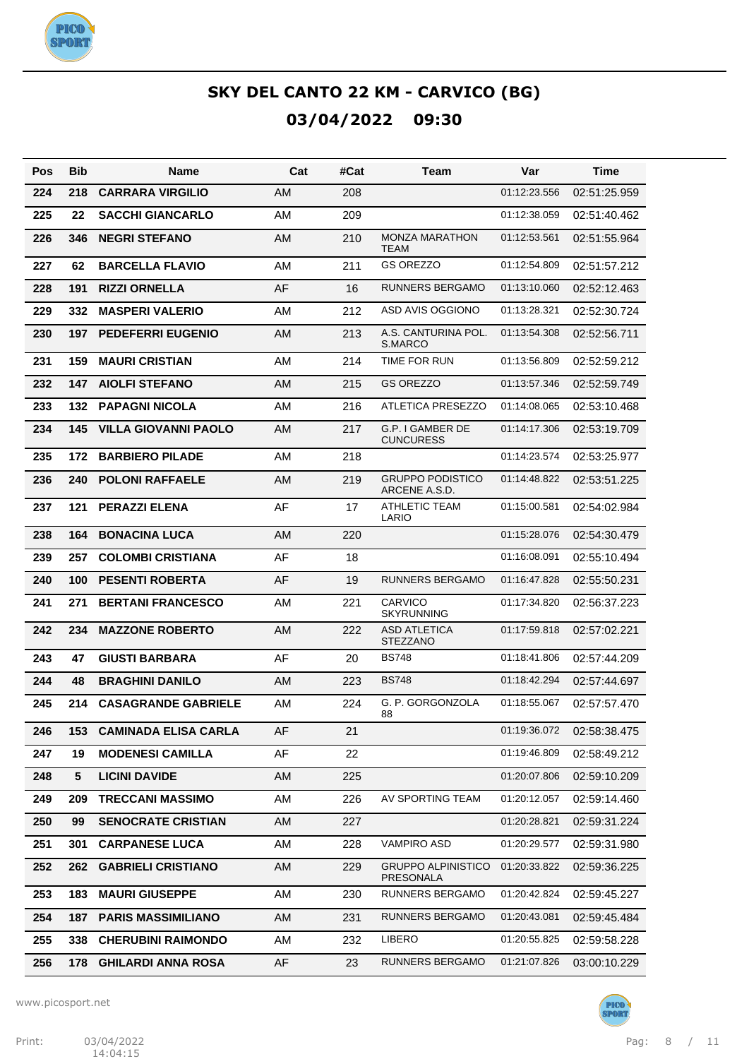# SKY DEL CANTO 22 KM - CARVICO (BG)

## 03/04/2022 09:30

| Pos | Bib | Name | Cat | #Cat | Team | Var | Time |
|---|---|---|---|---|---|---|---|
| 224 | 218 | CARRARA VIRGILIO | AM | 208 | | 01:12:23.556 | 02:51:25.959 |
| 225 | 22 | SACCHI GIANCARLO | AM | 209 | | 01:12:38.059 | 02:51:40.462 |
| 226 | 346 | NEGRI STEFANO | AM | 210 | MONZA MARATHON TEAM | 01:12:53.561 | 02:51:55.964 |
| 227 | 62 | BARCELLA FLAVIO | AM | 211 | GS OREZZO | 01:12:54.809 | 02:51:57.212 |
| 228 | 191 | RIZZI ORNELLA | AF | 16 | RUNNERS BERGAMO | 01:13:10.060 | 02:52:12.463 |
| 229 | 332 | MASPERI VALERIO | AM | 212 | ASD AVIS OGGIONO | 01:13:28.321 | 02:52:30.724 |
| 230 | 197 | PEDEFERRI EUGENIO | AM | 213 | A.S. CANTURINA POL. S.MARCO | 01:13:54.308 | 02:52:56.711 |
| 231 | 159 | MAURI CRISTIAN | AM | 214 | TIME FOR RUN | 01:13:56.809 | 02:52:59.212 |
| 232 | 147 | AIOLFI STEFANO | AM | 215 | GS OREZZO | 01:13:57.346 | 02:52:59.749 |
| 233 | 132 | PAPAGNI NICOLA | AM | 216 | ATLETICA PRESEZZO | 01:14:08.065 | 02:53:10.468 |
| 234 | 145 | VILLA GIOVANNI PAOLO | AM | 217 | G.P. I GAMBER DE CUNCURESS | 01:14:17.306 | 02:53:19.709 |
| 235 | 172 | BARBIERO PILADE | AM | 218 | | 01:14:23.574 | 02:53:25.977 |
| 236 | 240 | POLONI RAFFAELE | AM | 219 | GRUPPO PODISTICO ARCENE A.S.D. | 01:14:48.822 | 02:53:51.225 |
| 237 | 121 | PERAZZI ELENA | AF | 17 | ATHLETIC TEAM LARIO | 01:15:00.581 | 02:54:02.984 |
| 238 | 164 | BONACINA LUCA | AM | 220 | | 01:15:28.076 | 02:54:30.479 |
| 239 | 257 | COLOMBI CRISTIANA | AF | 18 | | 01:16:08.091 | 02:55:10.494 |
| 240 | 100 | PESENTI ROBERTA | AF | 19 | RUNNERS BERGAMO | 01:16:47.828 | 02:55:50.231 |
| 241 | 271 | BERTANI FRANCESCO | AM | 221 | CARVICO SKYRUNNING | 01:17:34.820 | 02:56:37.223 |
| 242 | 234 | MAZZONE ROBERTO | AM | 222 | ASD ATLETICA STEZZANO | 01:17:59.818 | 02:57:02.221 |
| 243 | 47 | GIUSTI BARBARA | AF | 20 | BS748 | 01:18:41.806 | 02:57:44.209 |
| 244 | 48 | BRAGHINI DANILO | AM | 223 | BS748 | 01:18:42.294 | 02:57:44.697 |
| 245 | 214 | CASAGRANDE GABRIELE | AM | 224 | G. P. GORGONZOLA 88 | 01:18:55.067 | 02:57:57.470 |
| 246 | 153 | CAMINADA ELISA CARLA | AF | 21 | | 01:19:36.072 | 02:58:38.475 |
| 247 | 19 | MODENESI CAMILLA | AF | 22 | | 01:19:46.809 | 02:58:49.212 |
| 248 | 5 | LICINI DAVIDE | AM | 225 | | 01:20:07.806 | 02:59:10.209 |
| 249 | 209 | TRECCANI MASSIMO | AM | 226 | AV SPORTING TEAM | 01:20:12.057 | 02:59:14.460 |
| 250 | 99 | SENOCRATE CRISTIAN | AM | 227 | | 01:20:28.821 | 02:59:31.224 |
| 251 | 301 | CARPANESE LUCA | AM | 228 | VAMPIRO ASD | 01:20:29.577 | 02:59:31.980 |
| 252 | 262 | GABRIELI CRISTIANO | AM | 229 | GRUPPO ALPINISTICO PRESONALA | 01:20:33.822 | 02:59:36.225 |
| 253 | 183 | MAURI GIUSEPPE | AM | 230 | RUNNERS BERGAMO | 01:20:42.824 | 02:59:45.227 |
| 254 | 187 | PARIS MASSIMILIANO | AM | 231 | RUNNERS BERGAMO | 01:20:43.081 | 02:59:45.484 |
| 255 | 338 | CHERUBINI RAIMONDO | AM | 232 | LIBERO | 01:20:55.825 | 02:59:58.228 |
| 256 | 178 | GHILARDI ANNA ROSA | AF | 23 | RUNNERS BERGAMO | 01:21:07.826 | 03:00:10.229 |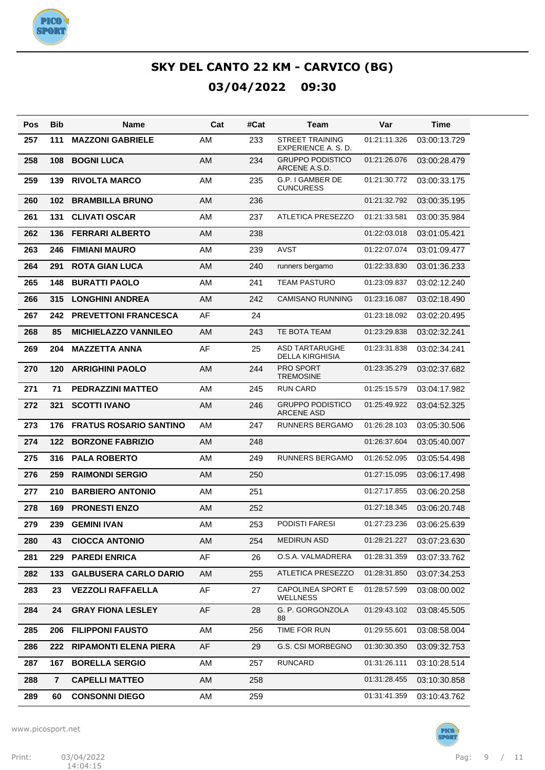# SKY DEL CANTO 22 KM - CARVICO (BG)

## 03/04/2022 09:30

| Pos | Bib | Name | Cat | #Cat | Team | Var | Time |
|---|---|---|---|---|---|---|---|
| 257 | 111 | **MAZZONI GABRIELE** | AM | 233 | STREET TRAINING EXPERIENCE A. S. D. | 01:21:11.326 | 03:00:13.729 |
| 258 | 108 | **BOGNI LUCA** | AM | 234 | GRUPPO PODISTICO ARCENE A.S.D. | 01:21:26.076 | 03:00:28.479 |
| 259 | 139 | **RIVOLTA MARCO** | AM | 235 | G.P. I GAMBER DE CUNCURESS | 01:21:30.772 | 03:00:33.175 |
| 260 | 102 | **BRAMBILLA BRUNO** | AM | 236 | | 01:21:32.792 | 03:00:35.195 |
| 261 | 131 | **CLIVATI OSCAR** | AM | 237 | ATLETICA PRESEZZO | 01:21:33.581 | 03:00:35.984 |
| 262 | 136 | **FERRARI ALBERTO** | AM | 238 | | 01:22:03.018 | 03:01:05.421 |
| 263 | 246 | **FIMIANI MAURO** | AM | 239 | AVST | 01:22:07.074 | 03:01:09.477 |
| 264 | 291 | **ROTA GIAN LUCA** | AM | 240 | runners bergamo | 01:22:33.830 | 03:01:36.233 |
| 265 | 148 | **BURATTI PAOLO** | AM | 241 | TEAM PASTURO | 01:23:09.837 | 03:02:12.240 |
| 266 | 315 | **LONGHINI ANDREA** | AM | 242 | CAMISANO RUNNING | 01:23:16.087 | 03:02:18.490 |
| 267 | 242 | **PREVETTONI FRANCESCA** | AF | 24 | | 01:23:18.092 | 03:02:20.495 |
| 268 | 85 | **MICHIELAZZO VANNILEO** | AM | 243 | TE BOTA TEAM | 01:23:29.838 | 03:02:32.241 |
| 269 | 204 | **MAZZETTA ANNA** | AF | 25 | ASD TARTARUGHE DELLA KIRGHISIA | 01:23:31.838 | 03:02:34.241 |
| 270 | 120 | **ARRIGHINI PAOLO** | AM | 244 | PRO SPORT TREMOSINE | 01:23:35.279 | 03:02:37.682 |
| 271 | 71 | **PEDRAZZINI MATTEO** | AM | 245 | RUN CARD | 01:25:15.579 | 03:04:17.982 |
| 272 | 321 | **SCOTTI IVANO** | AM | 246 | GRUPPO PODISTICO ARCENE ASD | 01:25:49.922 | 03:04:52.325 |
| 273 | 176 | **FRATUS ROSARIO SANTINO** | AM | 247 | RUNNERS BERGAMO | 01:26:28.103 | 03:05:30.506 |
| 274 | 122 | **BORZONE FABRIZIO** | AM | 248 | | 01:26:37.604 | 03:05:40.007 |
| 275 | 316 | **PALA ROBERTO** | AM | 249 | RUNNERS BERGAMO | 01:26:52.095 | 03:05:54.498 |
| 276 | 259 | **RAIMONDI SERGIO** | AM | 250 | | 01:27:15.095 | 03:06:17.498 |
| 277 | 210 | **BARBIERO ANTONIO** | AM | 251 | | 01:27:17.855 | 03:06:20.258 |
| 278 | 169 | **PRONESTI ENZO** | AM | 252 | | 01:27:18.345 | 03:06:20.748 |
| 279 | 239 | **GEMINI IVAN** | AM | 253 | PODISTI FARESI | 01:27:23.236 | 03:06:25.639 |
| 280 | 43 | **CIOCCA ANTONIO** | AM | 254 | MEDIRUN ASD | 01:28:21.227 | 03:07:23.630 |
| 281 | 229 | **PAREDI ENRICA** | AF | 26 | O.S.A. VALMADRERA | 01:28:31.359 | 03:07:33.762 |
| 282 | 133 | **GALBUSERA CARLO DARIO** | AM | 255 | ATLETICA PRESEZZO | 01:28:31.850 | 03:07:34.253 |
| 283 | 23 | **VEZZOLI RAFFAELLA** | AF | 27 | CAPOLINEA SPORT E WELLNESS | 01:28:57.599 | 03:08:00.002 |
| 284 | 24 | **GRAY FIONA LESLEY** | AF | 28 | G. P. GORGONZOLA 88 | 01:29:43.102 | 03:08:45.505 |
| 285 | 206 | **FILIPPONI FAUSTO** | AM | 256 | TIME FOR RUN | 01:29:55.601 | 03:08:58.004 |
| 286 | 222 | **RIPAMONTI ELENA PIERA** | AF | 29 | G.S. CSI MORBEGNO | 01:30:30.350 | 03:09:32.753 |
| 287 | 167 | **BORELLA SERGIO** | AM | 257 | RUNCARD | 01:31:26.111 | 03:10:28.514 |
| 288 | 7 | **CAPELLI MATTEO** | AM | 258 | | 01:31:28.455 | 03:10:30.858 |
| 289 | 60 | **CONSONNI DIEGO** | AM | 259 | | 01:31:41.359 | 03:10:43.762 |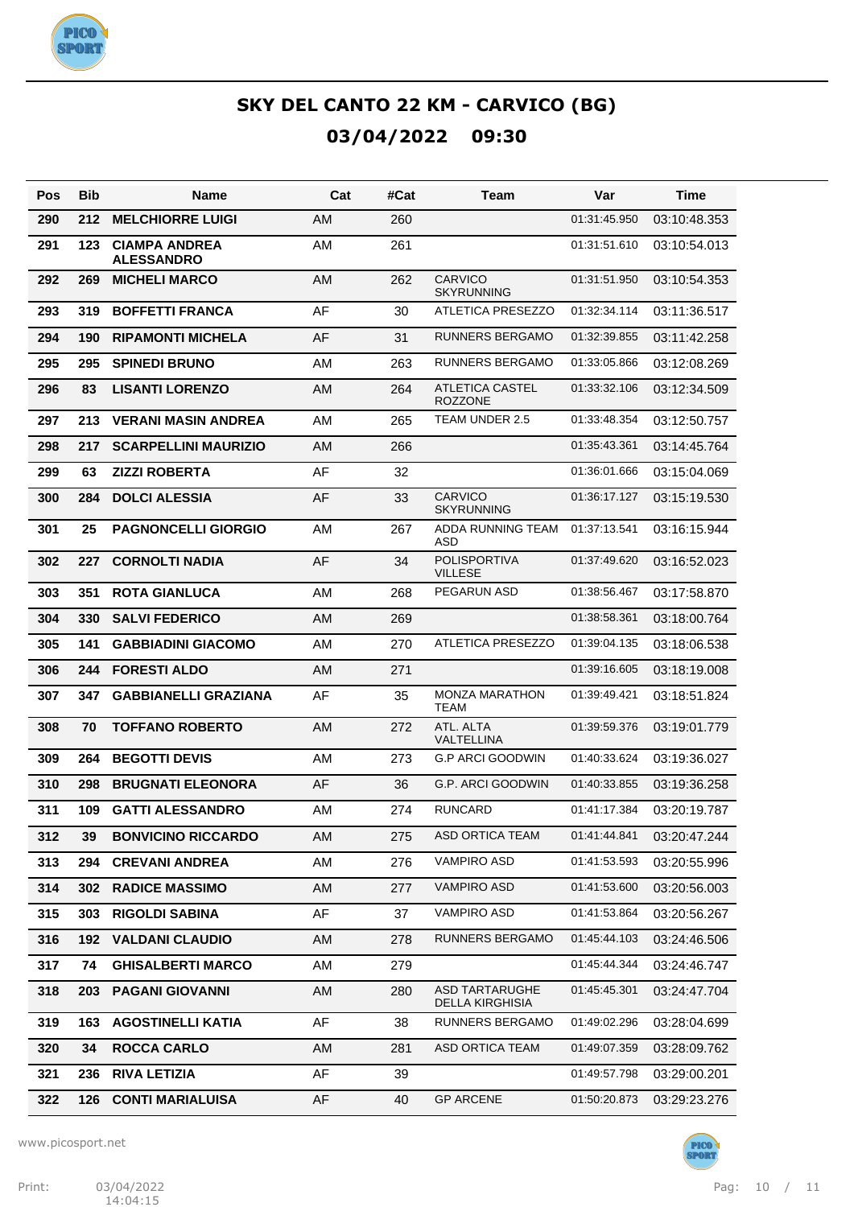# SKY DEL CANTO 22 KM - CARVICO (BG)

## 03/04/2022 09:30

| Pos | Bib | Name | Cat | #Cat | Team | Var | Time |
|---|---|---|---|---|---|---|---|
| 290 | 212 | **MELCHIORRE LUIGI** | AM | 260 | | 01:31:45.950 | 03:10:48.353 |
| 291 | 123 | **CIAMPA ANDREA ALESSANDRO** | AM | 261 | | 01:31:51.610 | 03:10:54.013 |
| 292 | 269 | **MICHELI MARCO** | AM | 262 | CARVICO SKYRUNNING | 01:31:51.950 | 03:10:54.353 |
| 293 | 319 | **BOFFETTI FRANCA** | AF | 30 | ATLETICA PRESEZZO | 01:32:34.114 | 03:11:36.517 |
| 294 | 190 | **RIPAMONTI MICHELA** | AF | 31 | RUNNERS BERGAMO | 01:32:39.855 | 03:11:42.258 |
| 295 | 295 | **SPINEDI BRUNO** | AM | 263 | RUNNERS BERGAMO | 01:33:05.866 | 03:12:08.269 |
| 296 | 83 | **LISANTI LORENZO** | AM | 264 | ATLETICA CASTEL ROZZONE | 01:33:32.106 | 03:12:34.509 |
| 297 | 213 | **VERANI MASIN ANDREA** | AM | 265 | TEAM UNDER 2.5 | 01:33:48.354 | 03:12:50.757 |
| 298 | 217 | **SCARPELLINI MAURIZIO** | AM | 266 | | 01:35:43.361 | 03:14:45.764 |
| 299 | 63 | **ZIZZI ROBERTA** | AF | 32 | | 01:36:01.666 | 03:15:04.069 |
| 300 | 284 | **DOLCI ALESSIA** | AF | 33 | CARVICO SKYRUNNING | 01:36:17.127 | 03:15:19.530 |
| 301 | 25 | **PAGNONCELLI GIORGIO** | AM | 267 | ADDA RUNNING TEAM ASD | 01:37:13.541 | 03:16:15.944 |
| 302 | 227 | **CORNOLTI NADIA** | AF | 34 | POLISPORTIVA VILLESE | 01:37:49.620 | 03:16:52.023 |
| 303 | 351 | **ROTA GIANLUCA** | AM | 268 | PEGARUN ASD | 01:38:56.467 | 03:17:58.870 |
| 304 | 330 | **SALVI FEDERICO** | AM | 269 | | 01:38:58.361 | 03:18:00.764 |
| 305 | 141 | **GABBIADINI GIACOMO** | AM | 270 | ATLETICA PRESEZZO | 01:39:04.135 | 03:18:06.538 |
| 306 | 244 | **FORESTI ALDO** | AM | 271 | | 01:39:16.605 | 03:18:19.008 |
| 307 | 347 | **GABBIANELLI GRAZIANA** | AF | 35 | MONZA MARATHON TEAM | 01:39:49.421 | 03:18:51.824 |
| 308 | 70 | **TOFFANO ROBERTO** | AM | 272 | ATL. ALTA VALTELLINA | 01:39:59.376 | 03:19:01.779 |
| 309 | 264 | **BEGOTTI DEVIS** | AM | 273 | G.P ARCI GOODWIN | 01:40:33.624 | 03:19:36.027 |
| 310 | 298 | **BRUGNATI ELEONORA** | AF | 36 | G.P. ARCI GOODWIN | 01:40:33.855 | 03:19:36.258 |
| 311 | 109 | **GATTI ALESSANDRO** | AM | 274 | RUNCARD | 01:41:17.384 | 03:20:19.787 |
| 312 | 39 | **BONVICINO RICCARDO** | AM | 275 | ASD ORTICA TEAM | 01:41:44.841 | 03:20:47.244 |
| 313 | 294 | **CREVANI ANDREA** | AM | 276 | VAMPIRO ASD | 01:41:53.593 | 03:20:55.996 |
| 314 | 302 | **RADICE MASSIMO** | AM | 277 | VAMPIRO ASD | 01:41:53.600 | 03:20:56.003 |
| 315 | 303 | **RIGOLDI SABINA** | AF | 37 | VAMPIRO ASD | 01:41:53.864 | 03:20:56.267 |
| 316 | 192 | **VALDANI CLAUDIO** | AM | 278 | RUNNERS BERGAMO | 01:45:44.103 | 03:24:46.506 |
| 317 | 74 | **GHISALBERTI MARCO** | AM | 279 | | 01:45:44.344 | 03:24:46.747 |
| 318 | 203 | **PAGANI GIOVANNI** | AM | 280 | ASD TARTARUGHE DELLA KIRGHISIA | 01:45:45.301 | 03:24:47.704 |
| 319 | 163 | **AGOSTINELLI KATIA** | AF | 38 | RUNNERS BERGAMO | 01:49:02.296 | 03:28:04.699 |
| 320 | 34 | **ROCCA CARLO** | AM | 281 | ASD ORTICA TEAM | 01:49:07.359 | 03:28:09.762 |
| 321 | 236 | **RIVA LETIZIA** | AF | 39 | | 01:49:57.798 | 03:29:00.201 |
| 322 | 126 | **CONTI MARIALUISA** | AF | 40 | GP ARCENE | 01:50:20.873 | 03:29:23.276 |

www.picosport.net

Print: 03/04/2022 14:04:15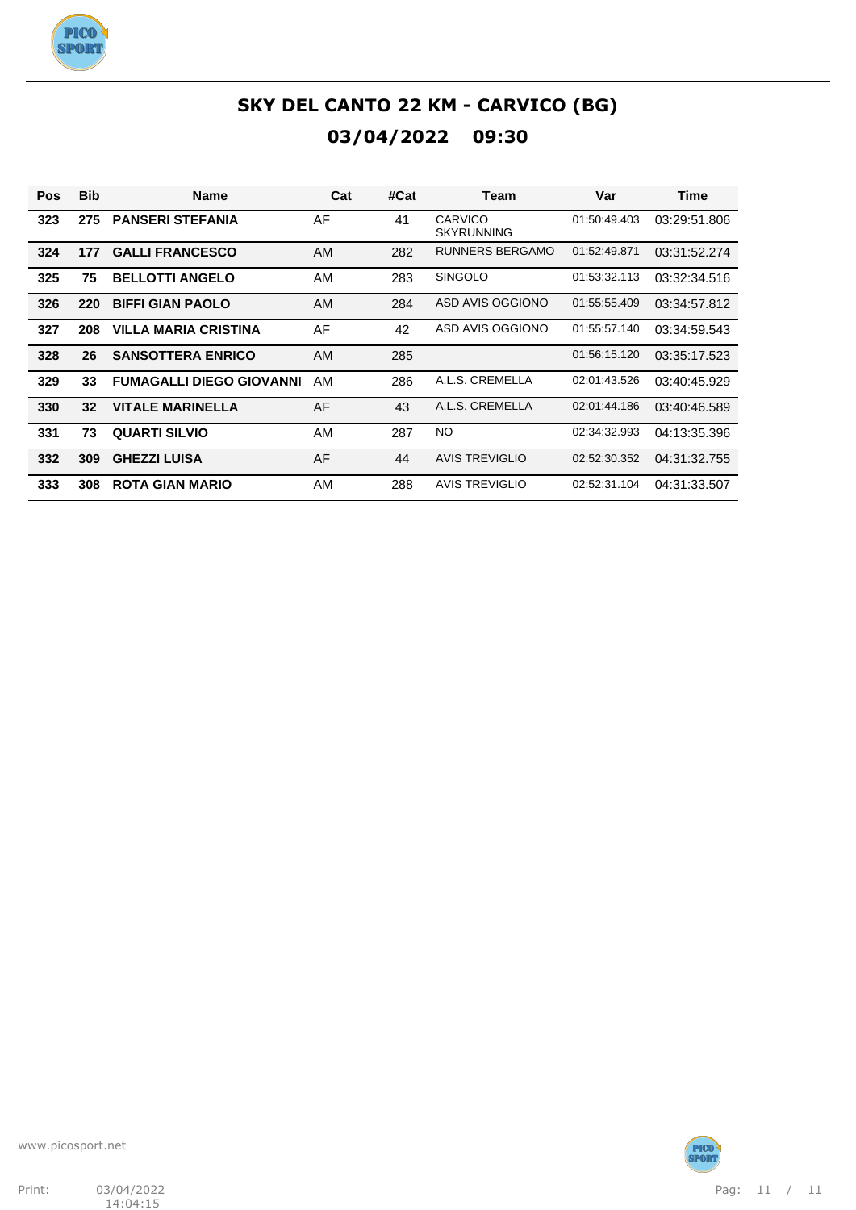# SKY DEL CANTO 22 KM - CARVICO (BG)

## 03/04/2022 09:30

| Pos | Bib | Name | Cat | #Cat | Team | Var | Time |
|---|---|---|---|---|---|---|---|
| **323** | **275** | **PANSERI STEFANIA** | AF | 41 | CARVICO SKYRUNNING | 01:50:49.403 | 03:29:51.806 |
| **324** | **177** | **GALLI FRANCESCO** | AM | 282 | RUNNERS BERGAMO | 01:52:49.871 | 03:31:52.274 |
| **325** | **75** | **BELLOTTI ANGELO** | AM | 283 | SINGOLO | 01:53:32.113 | 03:32:34.516 |
| **326** | **220** | **BIFFI GIAN PAOLO** | AM | 284 | ASD AVIS OGGIONO | 01:55:55.409 | 03:34:57.812 |
| **327** | **208** | **VILLA MARIA CRISTINA** | AF | 42 | ASD AVIS OGGIONO | 01:55:57.140 | 03:34:59.543 |
| **328** | **26** | **SANSOTTERA ENRICO** | AM | 285 | | 01:56:15.120 | 03:35:17.523 |
| **329** | **33** | **FUMAGALLI DIEGO GIOVANNI** | AM | 286 | A.L.S. CREMELLA | 02:01:43.526 | 03:40:45.929 |
| **330** | **32** | **VITALE MARINELLA** | AF | 43 | A.L.S. CREMELLA | 02:01:44.186 | 03:40:46.589 |
| **331** | **73** | **QUARTI SILVIO** | AM | 287 | NO | 02:34:32.993 | 04:13:35.396 |
| **332** | **309** | **GHEZZI LUISA** | AF | 44 | AVIS TREVIGLIO | 02:52:30.352 | 04:31:32.755 |
| **333** | **308** | **ROTA GIAN MARIO** | AM | 288 | AVIS TREVIGLIO | 02:52:31.104 | 04:31:33.507 |

www.picosport.net

Print: 03/04/2022 14:04:15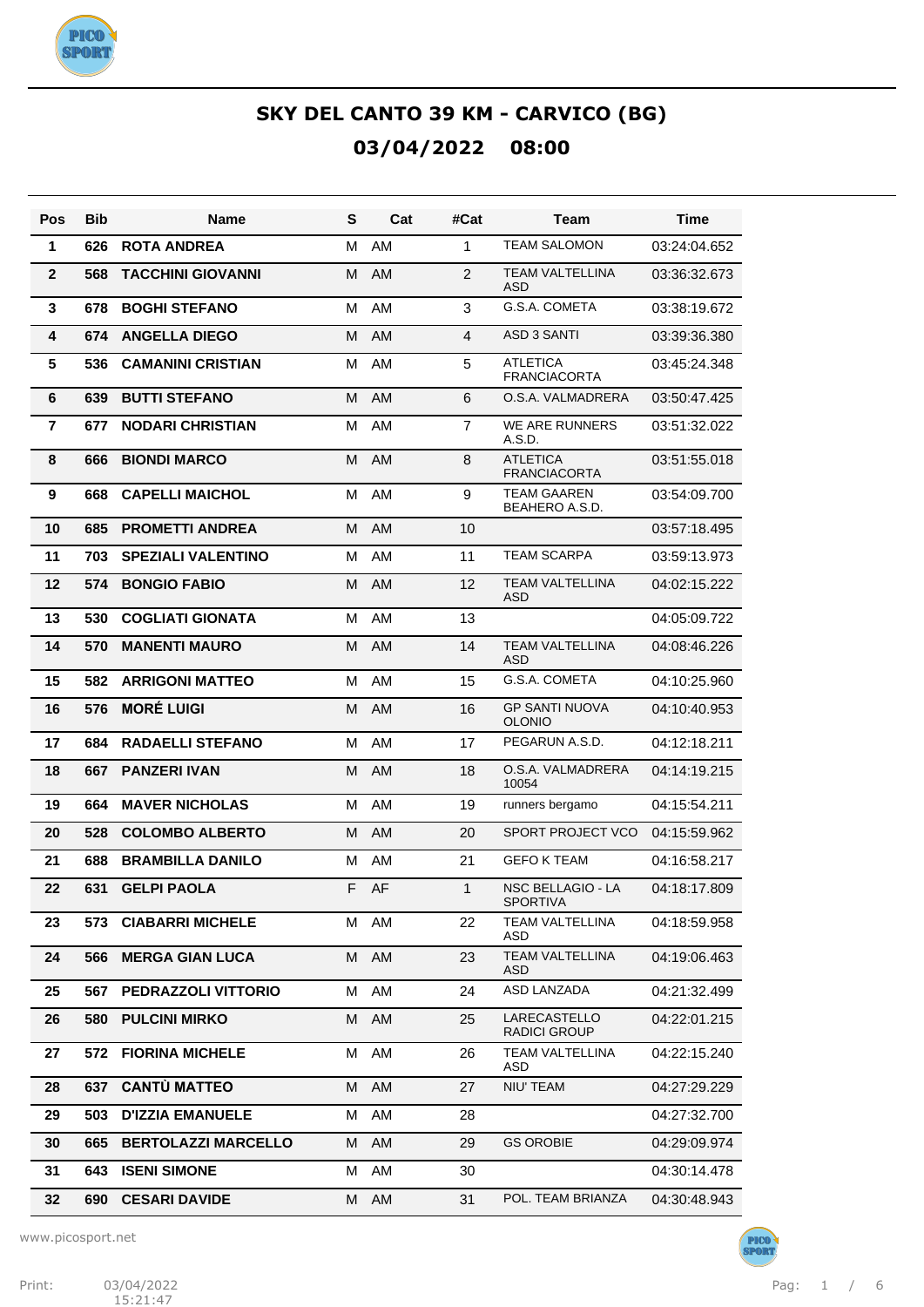# SKY DEL CANTO 39 KM - CARVICO (BG)

## 03/04/2022 08:00

| Pos | Bib | Name | S | Cat | #Cat | Team | Time |
|---|---|---|---|---|---|---|---|
| 1 | 626 | ROTA ANDREA | M | AM | 1 | TEAM SALOMON | 03:24:04.652 |
| 2 | 568 | TACCHINI GIOVANNI | M | AM | 2 | TEAM VALTELLINA ASD | 03:36:32.673 |
| 3 | 678 | BOGHI STEFANO | M | AM | 3 | G.S.A. COMETA | 03:38:19.672 |
| 4 | 674 | ANGELLA DIEGO | M | AM | 4 | ASD 3 SANTI | 03:39:36.380 |
| 5 | 536 | CAMANINI CRISTIAN | M | AM | 5 | ATLETICA FRANCIACORTA | 03:45:24.348 |
| 6 | 639 | BUTTI STEFANO | M | AM | 6 | O.S.A. VALMADRERA | 03:50:47.425 |
| 7 | 677 | NODARI CHRISTIAN | M | AM | 7 | WE ARE RUNNERS A.S.D. | 03:51:32.022 |
| 8 | 666 | BIONDI MARCO | M | AM | 8 | ATLETICA FRANCIACORTA | 03:51:55.018 |
| 9 | 668 | CAPELLI MAICHOL | M | AM | 9 | TEAM GAAREN BEAHERO A.S.D. | 03:54:09.700 |
| 10 | 685 | PROMETTI ANDREA | M | AM | 10 | | 03:57:18.495 |
| 11 | 703 | SPEZIALI VALENTINO | M | AM | 11 | TEAM SCARPA | 03:59:13.973 |
| 12 | 574 | BONGIO FABIO | M | AM | 12 | TEAM VALTELLINA ASD | 04:02:15.222 |
| 13 | 530 | COGLIATI GIONATA | M | AM | 13 | | 04:05:09.722 |
| 14 | 570 | MANENTI MAURO | M | AM | 14 | TEAM VALTELLINA ASD | 04:08:46.226 |
| 15 | 582 | ARRIGONI MATTEO | M | AM | 15 | G.S.A. COMETA | 04:10:25.960 |
| 16 | 576 | MORÉ LUIGI | M | AM | 16 | GP SANTI NUOVA OLONIO | 04:10:40.953 |
| 17 | 684 | RADAELLI STEFANO | M | AM | 17 | PEGARUN A.S.D. | 04:12:18.211 |
| 18 | 667 | PANZERI IVAN | M | AM | 18 | O.S.A. VALMADRERA 10054 | 04:14:19.215 |
| 19 | 664 | MAVER NICHOLAS | M | AM | 19 | runners bergamo | 04:15:54.211 |
| 20 | 528 | COLOMBO ALBERTO | M | AM | 20 | SPORT PROJECT VCO | 04:15:59.962 |
| 21 | 688 | BRAMBILLA DANILO | M | AM | 21 | GEFO K TEAM | 04:16:58.217 |
| 22 | 631 | GELPI PAOLA | F | AF | 1 | NSC BELLAGIO - LA SPORTIVA | 04:18:17.809 |
| 23 | 573 | CIABARRI MICHELE | M | AM | 22 | TEAM VALTELLINA ASD | 04:18:59.958 |
| 24 | 566 | MERGA GIAN LUCA | M | AM | 23 | TEAM VALTELLINA ASD | 04:19:06.463 |
| 25 | 567 | PEDRAZZOLI VITTORIO | M | AM | 24 | ASD LANZADA | 04:21:32.499 |
| 26 | 580 | PULCINI MIRKO | M | AM | 25 | LARECASTELLO RADICI GROUP | 04:22:01.215 |
| 27 | 572 | FIORINA MICHELE | M | AM | 26 | TEAM VALTELLINA ASD | 04:22:15.240 |
| 28 | 637 | CANTÙ MATTEO | M | AM | 27 | NIU' TEAM | 04:27:29.229 |
| 29 | 503 | D'IZZIA EMANUELE | M | AM | 28 | | 04:27:32.700 |
| 30 | 665 | BERTOLAZZI MARCELLO | M | AM | 29 | GS OROBIE | 04:29:09.974 |
| 31 | 643 | ISENI SIMONE | M | AM | 30 | | 04:30:14.478 |
| 32 | 690 | CESARI DAVIDE | M | AM | 31 | POL. TEAM BRIANZA | 04:30:48.943 |

www.picosport.net

Print: 03/04/2022 15:21:47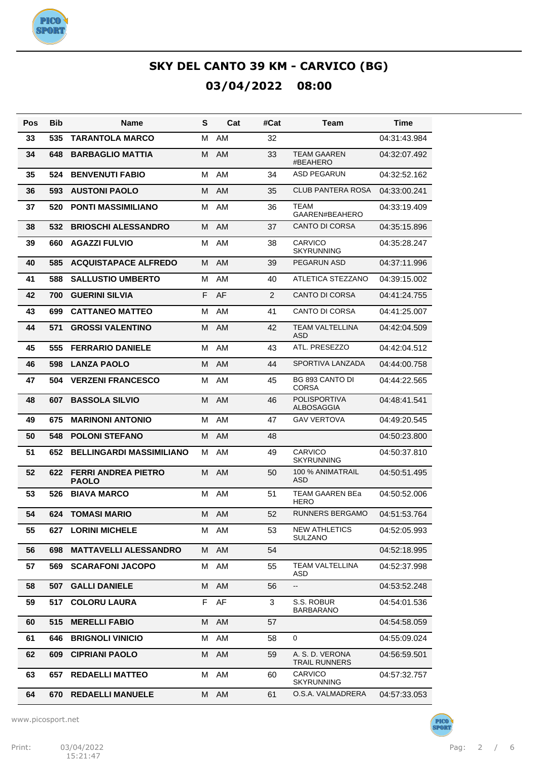# SKY DEL CANTO 39 KM - CARVICO (BG)

## 03/04/2022 08:00

| Pos | Bib | Name | S | Cat | #Cat | Team | Time |
|---|---|---|---|---|---|---|---|
| 33 | 535 | TARANTOLA MARCO | M | AM | 32 | | 04:31:43.984 |
| 34 | 648 | BARBAGLIO MATTIA | M | AM | 33 | TEAM GAAREN #BEAHERO | 04:32:07.492 |
| 35 | 524 | BENVENUTI FABIO | M | AM | 34 | ASD PEGARUN | 04:32:52.162 |
| 36 | 593 | AUSTONI PAOLO | M | AM | 35 | CLUB PANTERA ROSA | 04:33:00.241 |
| 37 | 520 | PONTI MASSIMILIANO | M | AM | 36 | TEAM GAAREN#BEAHERO | 04:33:19.409 |
| 38 | 532 | BRIOSCHI ALESSANDRO | M | AM | 37 | CANTO DI CORSA | 04:35:15.896 |
| 39 | 660 | AGAZZI FULVIO | M | AM | 38 | CARVICO SKYRUNNING | 04:35:28.247 |
| 40 | 585 | ACQUISTAPACE ALFREDO | M | AM | 39 | PEGARUN ASD | 04:37:11.996 |
| 41 | 588 | SALLUSTIO UMBERTO | M | AM | 40 | ATLETICA STEZZANO | 04:39:15.002 |
| 42 | 700 | GUERINI SILVIA | F | AF | 2 | CANTO DI CORSA | 04:41:24.755 |
| 43 | 699 | CATTANEO MATTEO | M | AM | 41 | CANTO DI CORSA | 04:41:25.007 |
| 44 | 571 | GROSSI VALENTINO | M | AM | 42 | TEAM VALTELLINA ASD | 04:42:04.509 |
| 45 | 555 | FERRARIO DANIELE | M | AM | 43 | ATL. PRESEZZO | 04:42:04.512 |
| 46 | 598 | LANZA PAOLO | M | AM | 44 | SPORTIVA LANZADA | 04:44:00.758 |
| 47 | 504 | VERZENI FRANCESCO | M | AM | 45 | BG 893 CANTO DI CORSA | 04:44:22.565 |
| 48 | 607 | BASSOLA SILVIO | M | AM | 46 | POLISPORTIVA ALBOSAGGIA | 04:48:41.541 |
| 49 | 675 | MARINONI ANTONIO | M | AM | 47 | GAV VERTOVA | 04:49:20.545 |
| 50 | 548 | POLONI STEFANO | M | AM | 48 | | 04:50:23.800 |
| 51 | 652 | BELLINGARDI MASSIMILIANO | M | AM | 49 | CARVICO SKYRUNNING | 04:50:37.810 |
| 52 | 622 | FERRI ANDREA PIETRO PAOLO | M | AM | 50 | 100 % ANIMATRAIL ASD | 04:50:51.495 |
| 53 | 526 | BIAVA MARCO | M | AM | 51 | TEAM GAAREN BEa HERO | 04:50:52.006 |
| 54 | 624 | TOMASI MARIO | M | AM | 52 | RUNNERS BERGAMO | 04:51:53.764 |
| 55 | 627 | LORINI MICHELE | M | AM | 53 | NEW ATHLETICS SULZANO | 04:52:05.993 |
| 56 | 698 | MATTAVELLI ALESSANDRO | M | AM | 54 | | 04:52:18.995 |
| 57 | 569 | SCARAFONI JACOPO | M | AM | 55 | TEAM VALTELLINA ASD | 04:52:37.998 |
| 58 | 507 | GALLI DANIELE | M | AM | 56 | -- | 04:53:52.248 |
| 59 | 517 | COLORU LAURA | F | AF | 3 | S.S. ROBUR BARBARANO | 04:54:01.536 |
| 60 | 515 | MERELLI FABIO | M | AM | 57 | | 04:54:58.059 |
| 61 | 646 | BRIGNOLI VINICIO | M | AM | 58 | 0 | 04:55:09.024 |
| 62 | 609 | CIPRIANI PAOLO | M | AM | 59 | A. S. D. VERONA TRAIL RUNNERS | 04:56:59.501 |
| 63 | 657 | REDAELLI MATTEO | M | AM | 60 | CARVICO SKYRUNNING | 04:57:32.757 |
| 64 | 670 | REDAELLI MANUELE | M | AM | 61 | O.S.A. VALMADRERA | 04:57:33.053 |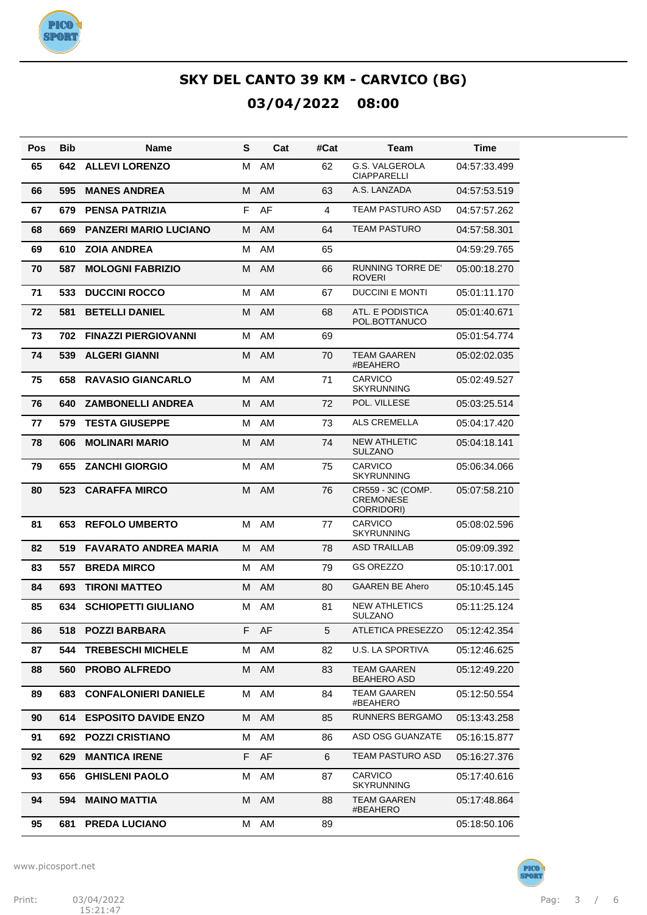# SKY DEL CANTO 39 KM - CARVICO (BG)

## 03/04/2022 08:00

| Pos | Bib | Name | S | Cat | #Cat | Team | Time |
|---|---|---|---|---|---|---|---|
| 65 | 642 | **ALLEVI LORENZO** | M | AM | 62 | G.S. VALGEROLA CIAPPARELLI | 04:57:33.499 |
| 66 | 595 | **MANES ANDREA** | M | AM | 63 | A.S. LANZADA | 04:57:53.519 |
| 67 | 679 | **PENSA PATRIZIA** | F | AF | 4 | TEAM PASTURO ASD | 04:57:57.262 |
| 68 | 669 | **PANZERI MARIO LUCIANO** | M | AM | 64 | TEAM PASTURO | 04:57:58.301 |
| 69 | 610 | **ZOIA ANDREA** | M | AM | 65 | | 04:59:29.765 |
| 70 | 587 | **MOLOGNI FABRIZIO** | M | AM | 66 | RUNNING TORRE DE' ROVERI | 05:00:18.270 |
| 71 | 533 | **DUCCINI ROCCO** | M | AM | 67 | DUCCINI E MONTI | 05:01:11.170 |
| 72 | 581 | **BETELLI DANIEL** | M | AM | 68 | ATL. E PODISTICA POL.BOTTANUCO | 05:01:40.671 |
| 73 | 702 | **FINAZZI PIERGIOVANNI** | M | AM | 69 | | 05:01:54.774 |
| 74 | 539 | **ALGERI GIANNI** | M | AM | 70 | TEAM GAAREN #BEAHERO | 05:02:02.035 |
| 75 | 658 | **RAVASIO GIANCARLO** | M | AM | 71 | CARVICO SKYRUNNING | 05:02:49.527 |
| 76 | 640 | **ZAMBONELLI ANDREA** | M | AM | 72 | POL. VILLESE | 05:03:25.514 |
| 77 | 579 | **TESTA GIUSEPPE** | M | AM | 73 | ALS CREMELLA | 05:04:17.420 |
| 78 | 606 | **MOLINARI MARIO** | M | AM | 74 | NEW ATHLETIC SULZANO | 05:04:18.141 |
| 79 | 655 | **ZANCHI GIORGIO** | M | AM | 75 | CARVICO SKYRUNNING | 05:06:34.066 |
| 80 | 523 | **CARAFFA MIRCO** | M | AM | 76 | CR559 - 3C (COMP. CREMONESE CORRIDORI) | 05:07:58.210 |
| 81 | 653 | **REFOLO UMBERTO** | M | AM | 77 | CARVICO SKYRUNNING | 05:08:02.596 |
| 82 | 519 | **FAVARATO ANDREA MARIA** | M | AM | 78 | ASD TRAILLAB | 05:09:09.392 |
| 83 | 557 | **BREDA MIRCO** | M | AM | 79 | GS OREZZO | 05:10:17.001 |
| 84 | 693 | **TIRONI MATTEO** | M | AM | 80 | GAAREN BE Ahero | 05:10:45.145 |
| 85 | 634 | **SCHIOPETTI GIULIANO** | M | AM | 81 | NEW ATHLETICS SULZANO | 05:11:25.124 |
| 86 | 518 | **POZZI BARBARA** | F | AF | 5 | ATLETICA PRESEZZO | 05:12:42.354 |
| 87 | 544 | **TREBESCHI MICHELE** | M | AM | 82 | U.S. LA SPORTIVA | 05:12:46.625 |
| 88 | 560 | **PROBO ALFREDO** | M | AM | 83 | TEAM GAAREN BEAHERO ASD | 05:12:49.220 |
| 89 | 683 | **CONFALONIERI DANIELE** | M | AM | 84 | TEAM GAAREN #BEAHERO | 05:12:50.554 |
| 90 | 614 | **ESPOSITO DAVIDE ENZO** | M | AM | 85 | RUNNERS BERGAMO | 05:13:43.258 |
| 91 | 692 | **POZZI CRISTIANO** | M | AM | 86 | ASD OSG GUANZATE | 05:16:15.877 |
| 92 | 629 | **MANTICA IRENE** | F | AF | 6 | TEAM PASTURO ASD | 05:16:27.376 |
| 93 | 656 | **GHISLENI PAOLO** | M | AM | 87 | CARVICO SKYRUNNING | 05:17:40.616 |
| 94 | 594 | **MAINO MATTIA** | M | AM | 88 | TEAM GAAREN #BEAHERO | 05:17:48.864 |
| 95 | 681 | **PREDA LUCIANO** | M | AM | 89 | | 05:18:50.106 |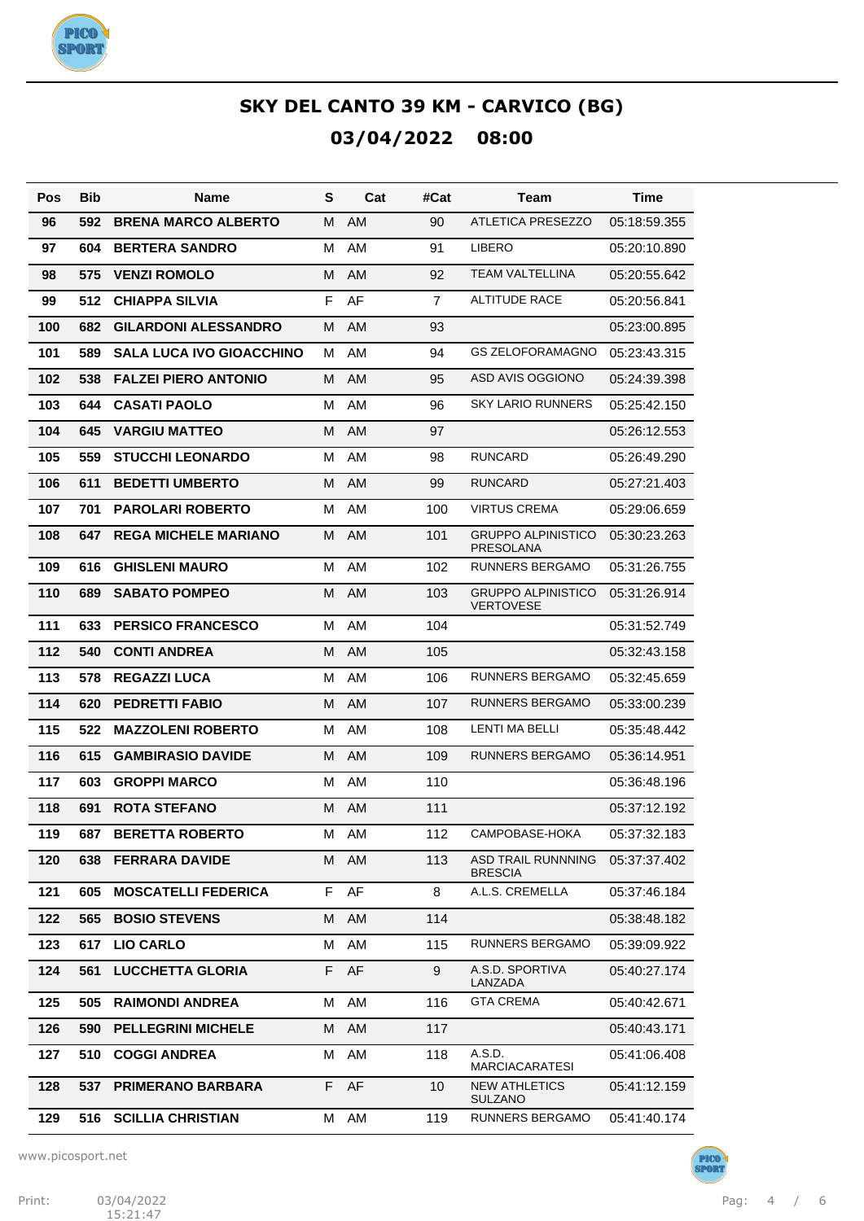# SKY DEL CANTO 39 KM - CARVICO (BG)

## 03/04/2022 08:00

| Pos | Bib | Name | S | Cat | #Cat | Team | Time |
|---|---|---|---|---|---|---|---|
| 96 | 592 | **BRENA MARCO ALBERTO** | M | AM | 90 | ATLETICA PRESEZZO | 05:18:59.355 |
| 97 | 604 | **BERTERA SANDRO** | M | AM | 91 | LIBERO | 05:20:10.890 |
| 98 | 575 | **VENZI ROMOLO** | M | AM | 92 | TEAM VALTELLINA | 05:20:55.642 |
| 99 | 512 | **CHIAPPA SILVIA** | F | AF | 7 | ALTITUDE RACE | 05:20:56.841 |
| 100 | 682 | **GILARDONI ALESSANDRO** | M | AM | 93 | | 05:23:00.895 |
| 101 | 589 | **SALA LUCA IVO GIOACCHINO** | M | AM | 94 | GS ZELOFORAMAGNO | 05:23:43.315 |
| 102 | 538 | **FALZEI PIERO ANTONIO** | M | AM | 95 | ASD AVIS OGGIONO | 05:24:39.398 |
| 103 | 644 | **CASATI PAOLO** | M | AM | 96 | SKY LARIO RUNNERS | 05:25:42.150 |
| 104 | 645 | **VARGIU MATTEO** | M | AM | 97 | | 05:26:12.553 |
| 105 | 559 | **STUCCHI LEONARDO** | M | AM | 98 | RUNCARD | 05:26:49.290 |
| 106 | 611 | **BEDETTI UMBERTO** | M | AM | 99 | RUNCARD | 05:27:21.403 |
| 107 | 701 | **PAROLARI ROBERTO** | M | AM | 100 | VIRTUS CREMA | 05:29:06.659 |
| 108 | 647 | **REGA MICHELE MARIANO** | M | AM | 101 | GRUPPO ALPINISTICO PRESOLANA | 05:30:23.263 |
| 109 | 616 | **GHISLENI MAURO** | M | AM | 102 | RUNNERS BERGAMO | 05:31:26.755 |
| 110 | 689 | **SABATO POMPEO** | M | AM | 103 | GRUPPO ALPINISTICO VERTOVESE | 05:31:26.914 |
| 111 | 633 | **PERSICO FRANCESCO** | M | AM | 104 | | 05:31:52.749 |
| 112 | 540 | **CONTI ANDREA** | M | AM | 105 | | 05:32:43.158 |
| 113 | 578 | **REGAZZI LUCA** | M | AM | 106 | RUNNERS BERGAMO | 05:32:45.659 |
| 114 | 620 | **PEDRETTI FABIO** | M | AM | 107 | RUNNERS BERGAMO | 05:33:00.239 |
| 115 | 522 | **MAZZOLENI ROBERTO** | M | AM | 108 | LENTI MA BELLI | 05:35:48.442 |
| 116 | 615 | **GAMBIRASIO DAVIDE** | M | AM | 109 | RUNNERS BERGAMO | 05:36:14.951 |
| 117 | 603 | **GROPPI MARCO** | M | AM | 110 | | 05:36:48.196 |
| 118 | 691 | **ROTA STEFANO** | M | AM | 111 | | 05:37:12.192 |
| 119 | 687 | **BERETTA ROBERTO** | M | AM | 112 | CAMPOBASE-HOKA | 05:37:32.183 |
| 120 | 638 | **FERRARA DAVIDE** | M | AM | 113 | ASD TRAIL RUNNNING BRESCIA | 05:37:37.402 |
| 121 | 605 | **MOSCATELLI FEDERICA** | F | AF | 8 | A.L.S. CREMELLA | 05:37:46.184 |
| 122 | 565 | **BOSIO STEVENS** | M | AM | 114 | | 05:38:48.182 |
| 123 | 617 | **LIO CARLO** | M | AM | 115 | RUNNERS BERGAMO | 05:39:09.922 |
| 124 | 561 | **LUCCHETTA GLORIA** | F | AF | 9 | A.S.D. SPORTIVA LANZADA | 05:40:27.174 |
| 125 | 505 | **RAIMONDI ANDREA** | M | AM | 116 | GTA CREMA | 05:40:42.671 |
| 126 | 590 | **PELLEGRINI MICHELE** | M | AM | 117 | | 05:40:43.171 |
| 127 | 510 | **COGGI ANDREA** | M | AM | 118 | A.S.D. MARCIACARATESI | 05:41:06.408 |
| 128 | 537 | **PRIMERANO BARBARA** | F | AF | 10 | NEW ATHLETICS SULZANO | 05:41:12.159 |
| 129 | 516 | **SCILLIA CHRISTIAN** | M | AM | 119 | RUNNERS BERGAMO | 05:41:40.174 |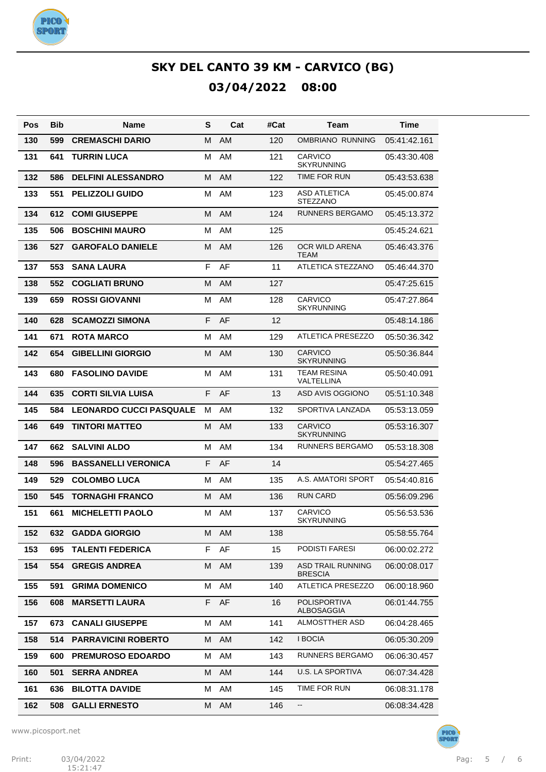## SKY DEL CANTO 39 KM - CARVICO (BG)

## 03/04/2022 08:00

| Pos | Bib | Name | S | Cat | #Cat | Team | Time |
|---|---|---|---|---|---|---|---|
| 130 | 599 | CREMASCHI DARIO | M | AM | 120 | OMBRIANO RUNNING | 05:41:42.161 |
| 131 | 641 | TURRIN LUCA | M | AM | 121 | CARVICO SKYRUNNING | 05:43:30.408 |
| 132 | 586 | DELFINI ALESSANDRO | M | AM | 122 | TIME FOR RUN | 05:43:53.638 |
| 133 | 551 | PELIZZOLI GUIDO | M | AM | 123 | ASD ATLETICA STEZZANO | 05:45:00.874 |
| 134 | 612 | COMI GIUSEPPE | M | AM | 124 | RUNNERS BERGAMO | 05:45:13.372 |
| 135 | 506 | BOSCHINI MAURO | M | AM | 125 | | 05:45:24.621 |
| 136 | 527 | GAROFALO DANIELE | M | AM | 126 | OCR WILD ARENA TEAM | 05:46:43.376 |
| 137 | 553 | SANA LAURA | F | AF | 11 | ATLETICA STEZZANO | 05:46:44.370 |
| 138 | 552 | COGLIATI BRUNO | M | AM | 127 | | 05:47:25.615 |
| 139 | 659 | ROSSI GIOVANNI | M | AM | 128 | CARVICO SKYRUNNING | 05:47:27.864 |
| 140 | 628 | SCAMOZZI SIMONA | F | AF | 12 | | 05:48:14.186 |
| 141 | 671 | ROTA MARCO | M | AM | 129 | ATLETICA PRESEZZO | 05:50:36.342 |
| 142 | 654 | GIBELLINI GIORGIO | M | AM | 130 | CARVICO SKYRUNNING | 05:50:36.844 |
| 143 | 680 | FASOLINO DAVIDE | M | AM | 131 | TEAM RESINA VALTELLINA | 05:50:40.091 |
| 144 | 635 | CORTI SILVIA LUISA | F | AF | 13 | ASD AVIS OGGIONO | 05:51:10.348 |
| 145 | 584 | LEONARDO CUCCI PASQUALE | M | AM | 132 | SPORTIVA LANZADA | 05:53:13.059 |
| 146 | 649 | TINTORI MATTEO | M | AM | 133 | CARVICO SKYRUNNING | 05:53:16.307 |
| 147 | 662 | SALVINI ALDO | M | AM | 134 | RUNNERS BERGAMO | 05:53:18.308 |
| 148 | 596 | BASSANELLI VERONICA | F | AF | 14 | | 05:54:27.465 |
| 149 | 529 | COLOMBO LUCA | M | AM | 135 | A.S. AMATORI SPORT | 05:54:40.816 |
| 150 | 545 | TORNAGHI FRANCO | M | AM | 136 | RUN CARD | 05:56:09.296 |
| 151 | 661 | MICHELETTI PAOLO | M | AM | 137 | CARVICO SKYRUNNING | 05:56:53.536 |
| 152 | 632 | GADDA GIORGIO | M | AM | 138 | | 05:58:55.764 |
| 153 | 695 | TALENTI FEDERICA | F | AF | 15 | PODISTI FARESI | 06:00:02.272 |
| 154 | 554 | GREGIS ANDREA | M | AM | 139 | ASD TRAIL RUNNING BRESCIA | 06:00:08.017 |
| 155 | 591 | GRIMA DOMENICO | M | AM | 140 | ATLETICA PRESEZZO | 06:00:18.960 |
| 156 | 608 | MARSETTI LAURA | F | AF | 16 | POLISPORTIVA ALBOSAGGIA | 06:01:44.755 |
| 157 | 673 | CANALI GIUSEPPE | M | AM | 141 | ALMOSTTHER ASD | 06:04:28.465 |
| 158 | 514 | PARRAVICINI ROBERTO | M | AM | 142 | I BOCIA | 06:05:30.209 |
| 159 | 600 | PREMUROSO EDOARDO | M | AM | 143 | RUNNERS BERGAMO | 06:06:30.457 |
| 160 | 501 | SERRA ANDREA | M | AM | 144 | U.S. LA SPORTIVA | 06:07:34.428 |
| 161 | 636 | BILOTTA DAVIDE | M | AM | 145 | TIME FOR RUN | 06:08:31.178 |
| 162 | 508 | GALLI ERNESTO | M | AM | 146 | -- | 06:08:34.428 |

www.picosport.net

Print: 03/04/2022 15:21:47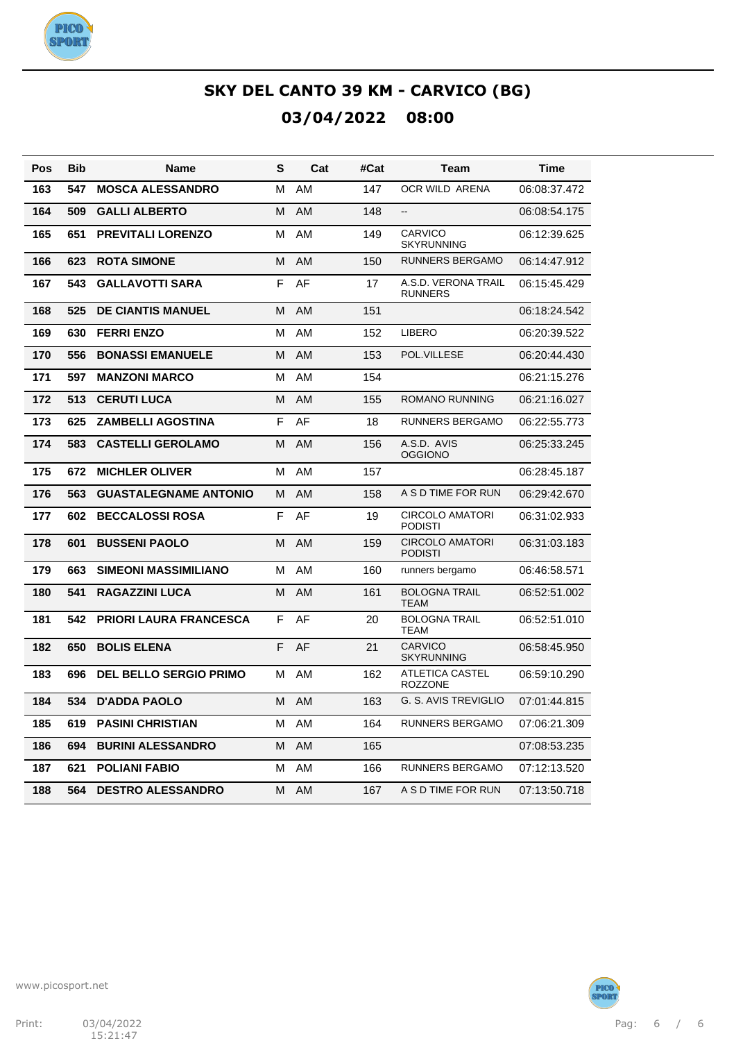## SKY DEL CANTO 39 KM - CARVICO (BG)

## 03/04/2022 08:00

| Pos | Bib | Name | S | Cat | #Cat | Team | Time |
|---|---|---|---|---|---|---|---|
| 163 | 547 | MOSCA ALESSANDRO | M | AM | 147 | OCR WILD ARENA | 06:08:37.472 |
| 164 | 509 | GALLI ALBERTO | M | AM | 148 | -- | 06:08:54.175 |
| 165 | 651 | PREVITALI LORENZO | M | AM | 149 | CARVICO SKYRUNNING | 06:12:39.625 |
| 166 | 623 | ROTA SIMONE | M | AM | 150 | RUNNERS BERGAMO | 06:14:47.912 |
| 167 | 543 | GALLAVOTTI SARA | F | AF | 17 | A.S.D. VERONA TRAIL RUNNERS | 06:15:45.429 |
| 168 | 525 | DE CIANTIS MANUEL | M | AM | 151 | | 06:18:24.542 |
| 169 | 630 | FERRI ENZO | M | AM | 152 | LIBERO | 06:20:39.522 |
| 170 | 556 | BONASSI EMANUELE | M | AM | 153 | POL.VILLESE | 06:20:44.430 |
| 171 | 597 | MANZONI MARCO | M | AM | 154 | | 06:21:15.276 |
| 172 | 513 | CERUTI LUCA | M | AM | 155 | ROMANO RUNNING | 06:21:16.027 |
| 173 | 625 | ZAMBELLI AGOSTINA | F | AF | 18 | RUNNERS BERGAMO | 06:22:55.773 |
| 174 | 583 | CASTELLI GEROLAMO | M | AM | 156 | A.S.D. AVIS OGGIONO | 06:25:33.245 |
| 175 | 672 | MICHLER OLIVER | M | AM | 157 | | 06:28:45.187 |
| 176 | 563 | GUASTALEGNAME ANTONIO | M | AM | 158 | A S D TIME FOR RUN | 06:29:42.670 |
| 177 | 602 | BECCALOSSI ROSA | F | AF | 19 | CIRCOLO AMATORI PODISTI | 06:31:02.933 |
| 178 | 601 | BUSSENI PAOLO | M | AM | 159 | CIRCOLO AMATORI PODISTI | 06:31:03.183 |
| 179 | 663 | SIMEONI MASSIMILIANO | M | AM | 160 | runners bergamo | 06:46:58.571 |
| 180 | 541 | RAGAZZINI LUCA | M | AM | 161 | BOLOGNA TRAIL TEAM | 06:52:51.002 |
| 181 | 542 | PRIORI LAURA FRANCESCA | F | AF | 20 | BOLOGNA TRAIL TEAM | 06:52:51.010 |
| 182 | 650 | BOLIS ELENA | F | AF | 21 | CARVICO SKYRUNNING | 06:58:45.950 |
| 183 | 696 | DEL BELLO SERGIO PRIMO | M | AM | 162 | ATLETICA CASTEL ROZZONE | 06:59:10.290 |
| 184 | 534 | D'ADDA PAOLO | M | AM | 163 | G. S. AVIS TREVIGLIO | 07:01:44.815 |
| 185 | 619 | PASINI CHRISTIAN | M | AM | 164 | RUNNERS BERGAMO | 07:06:21.309 |
| 186 | 694 | BURINI ALESSANDRO | M | AM | 165 | | 07:08:53.235 |
| 187 | 621 | POLIANI FABIO | M | AM | 166 | RUNNERS BERGAMO | 07:12:13.520 |
| 188 | 564 | DESTRO ALESSANDRO | M | AM | 167 | A S D TIME FOR RUN | 07:13:50.718 |

www.picosport.net

Print: 03/04/2022 15:21:47